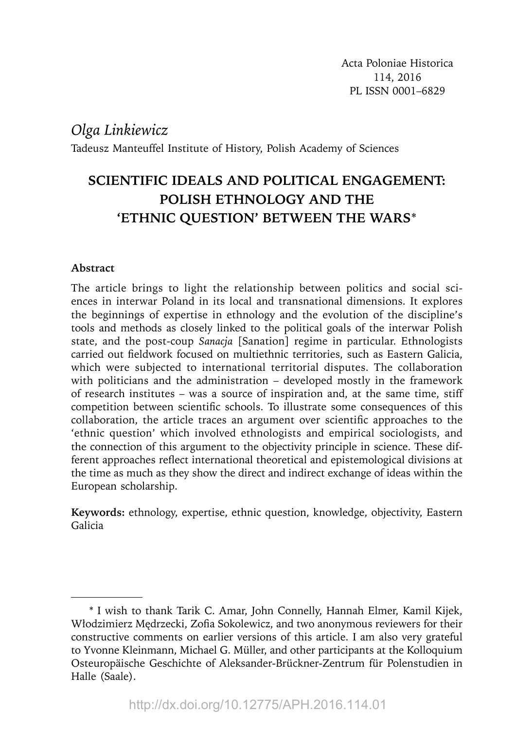Acta Poloniae Historica
114, 2016
PL ISSN 0001–6829

*Olga Linkiewicz*

Tadeusz Manteuffel Institute of History, Polish Academy of Sciences

# SCIENTIFIC IDEALS AND POLITICAL ENGAGEMENT: POLISH ETHNOLOGY AND THE 'ETHNIC QUESTION' BETWEEN THE WARS*

**Abstract**

The article brings to light the relationship between politics and social sciences in interwar Poland in its local and transnational dimensions. It explores the beginnings of expertise in ethnology and the evolution of the discipline's tools and methods as closely linked to the political goals of the interwar Polish state, and the post-coup *Sanacja* [Sanation] regime in particular. Ethnologists carried out fieldwork focused on multiethnic territories, such as Eastern Galicia, which were subjected to international territorial disputes. The collaboration with politicians and the administration – developed mostly in the framework of research institutes – was a source of inspiration and, at the same time, stiff competition between scientific schools. To illustrate some consequences of this collaboration, the article traces an argument over scientific approaches to the 'ethnic question' which involved ethnologists and empirical sociologists, and the connection of this argument to the objectivity principle in science. These different approaches reflect international theoretical and epistemological divisions at the time as much as they show the direct and indirect exchange of ideas within the European scholarship.

**Keywords:** ethnology, expertise, ethnic question, knowledge, objectivity, Eastern Galicia

---

* I wish to thank Tarik C. Amar, John Connelly, Hannah Elmer, Kamil Kijek, Włodzimierz Mędrzecki, Zofia Sokolewicz, and two anonymous reviewers for their constructive comments on earlier versions of this article. I am also very grateful to Yvonne Kleinmann, Michael G. Müller, and other participants at the Kolloquium Osteuropäische Geschichte of Aleksander-Brückner-Zentrum für Polenstudien in Halle (Saale).

http://dx.doi.org/10.12775/APH.2016.114.01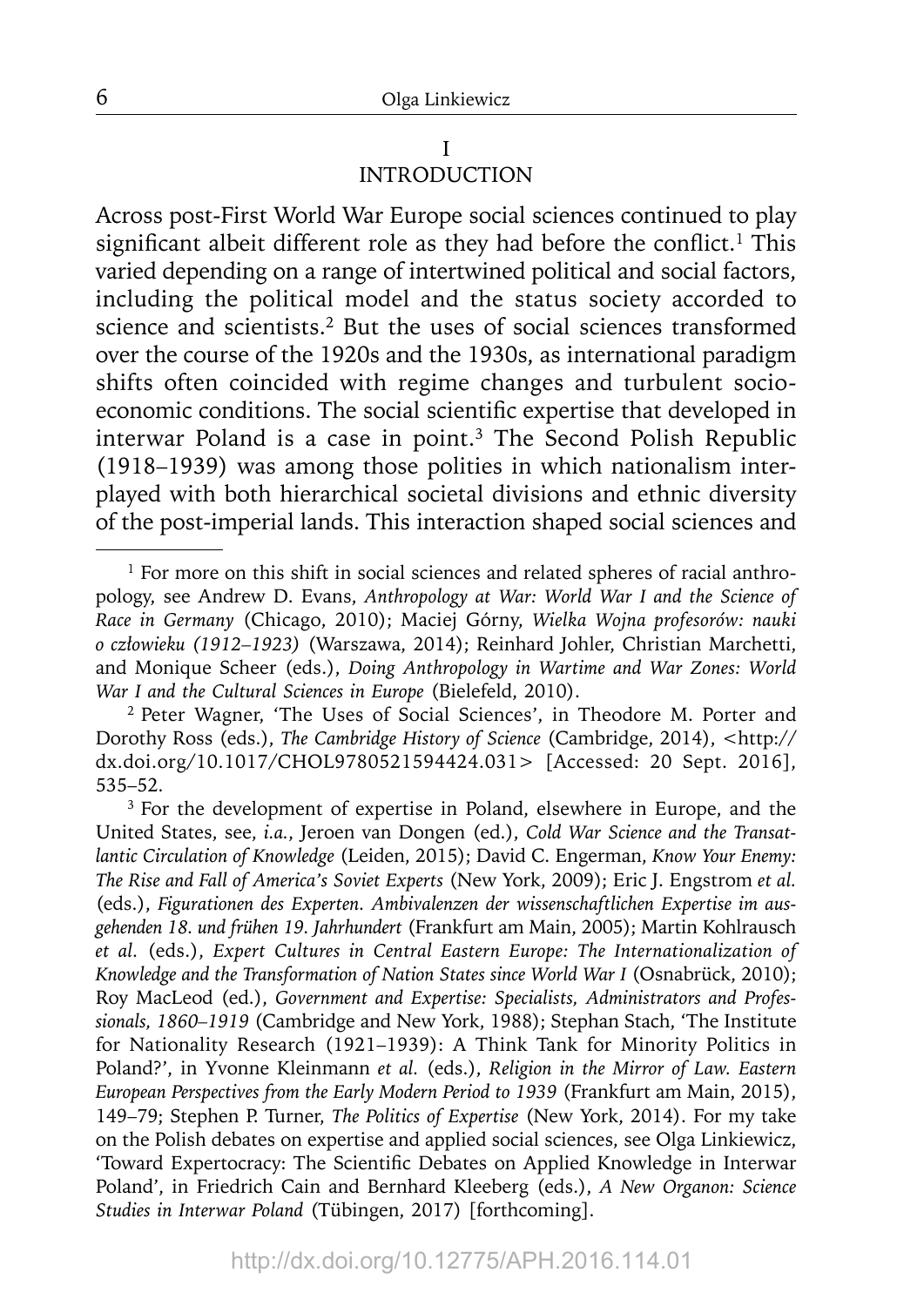## I
## INTRODUCTION

Across post-First World War Europe social sciences continued to play significant albeit different role as they had before the conflict.[1] This varied depending on a range of intertwined political and social factors, including the political model and the status society accorded to science and scientists.[2] But the uses of social sciences transformed over the course of the 1920s and the 1930s, as international paradigm shifts often coincided with regime changes and turbulent socio-economic conditions. The social scientific expertise that developed in interwar Poland is a case in point.[3] The Second Polish Republic (1918–1939) was among those polities in which nationalism interplayed with both hierarchical societal divisions and ethnic diversity of the post-imperial lands. This interaction shaped social sciences and

---

[1] For more on this shift in social sciences and related spheres of racial anthropology, see Andrew D. Evans, *Anthropology at War: World War I and the Science of Race in Germany* (Chicago, 2010); Maciej Górny, *Wielka Wojna profesorów: nauki o człowieku (1912–1923)* (Warszawa, 2014); Reinhard Johler, Christian Marchetti, and Monique Scheer (eds.), *Doing Anthropology in Wartime and War Zones: World War I and the Cultural Sciences in Europe* (Bielefeld, 2010).

[2] Peter Wagner, 'The Uses of Social Sciences', in Theodore M. Porter and Dorothy Ross (eds.), *The Cambridge History of Science* (Cambridge, 2014), <http://dx.doi.org/10.1017/CHOL9780521594424.031> [Accessed: 20 Sept. 2016], 535–52.

[3] For the development of expertise in Poland, elsewhere in Europe, and the United States, see, *i.a.*, Jeroen van Dongen (ed.), *Cold War Science and the Transatlantic Circulation of Knowledge* (Leiden, 2015); David C. Engerman, *Know Your Enemy: The Rise and Fall of America's Soviet Experts* (New York, 2009); Eric J. Engstrom *et al.* (eds.), *Figurationen des Experten. Ambivalenzen der wissenschaftlichen Expertise im ausgehenden 18. und frühen 19. Jahrhundert* (Frankfurt am Main, 2005); Martin Kohlrausch *et al.* (eds.), *Expert Cultures in Central Eastern Europe: The Internationalization of Knowledge and the Transformation of Nation States since World War I* (Osnabrück, 2010); Roy MacLeod (ed.), *Government and Expertise: Specialists, Administrators and Professionals, 1860–1919* (Cambridge and New York, 1988); Stephan Stach, 'The Institute for Nationality Research (1921–1939): A Think Tank for Minority Politics in Poland?', in Yvonne Kleinmann *et al.* (eds.), *Religion in the Mirror of Law. Eastern European Perspectives from the Early Modern Period to 1939* (Frankfurt am Main, 2015), 149–79; Stephen P. Turner, *The Politics of Expertise* (New York, 2014). For my take on the Polish debates on expertise and applied social sciences, see Olga Linkiewicz, 'Toward Expertocracy: The Scientific Debates on Applied Knowledge in Interwar Poland', in Friedrich Cain and Bernhard Kleeberg (eds.), *A New Organon: Science Studies in Interwar Poland* (Tübingen, 2017) [forthcoming].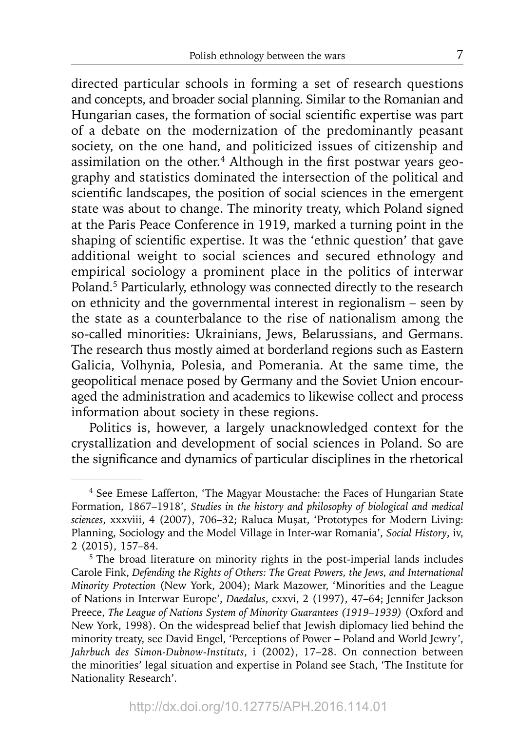directed particular schools in forming a set of research questions and concepts, and broader social planning. Similar to the Romanian and Hungarian cases, the formation of social scientific expertise was part of a debate on the modernization of the predominantly peasant society, on the one hand, and politicized issues of citizenship and assimilation on the other.[4] Although in the first postwar years geography and statistics dominated the intersection of the political and scientific landscapes, the position of social sciences in the emergent state was about to change. The minority treaty, which Poland signed at the Paris Peace Conference in 1919, marked a turning point in the shaping of scientific expertise. It was the 'ethnic question' that gave additional weight to social sciences and secured ethnology and empirical sociology a prominent place in the politics of interwar Poland.[5] Particularly, ethnology was connected directly to the research on ethnicity and the governmental interest in regionalism – seen by the state as a counterbalance to the rise of nationalism among the so-called minorities: Ukrainians, Jews, Belarussians, and Germans. The research thus mostly aimed at borderland regions such as Eastern Galicia, Volhynia, Polesia, and Pomerania. At the same time, the geopolitical menace posed by Germany and the Soviet Union encouraged the administration and academics to likewise collect and process information about society in these regions.

Politics is, however, a largely unacknowledged context for the crystallization and development of social sciences in Poland. So are the significance and dynamics of particular disciplines in the rhetorical

---

[4] See Emese Lafferton, 'The Magyar Moustache: the Faces of Hungarian State Formation, 1867–1918', *Studies in the history and philosophy of biological and medical sciences*, xxxviii, 4 (2007), 706–32; Raluca Mușat, 'Prototypes for Modern Living: Planning, Sociology and the Model Village in Inter-war Romania', *Social History*, iv, 2 (2015), 157–84.

[5] The broad literature on minority rights in the post-imperial lands includes Carole Fink, *Defending the Rights of Others: The Great Powers, the Jews, and International Minority Protection* (New York, 2004); Mark Mazower, 'Minorities and the League of Nations in Interwar Europe', *Daedalus*, cxxvi, 2 (1997), 47–64; Jennifer Jackson Preece, *The League of Nations System of Minority Guarantees (1919–1939)* (Oxford and New York, 1998). On the widespread belief that Jewish diplomacy lied behind the minority treaty, see David Engel, 'Perceptions of Power – Poland and World Jewry', *Jahrbuch des Simon-Dubnow-Instituts*, i (2002), 17–28. On connection between the minorities' legal situation and expertise in Poland see Stach, 'The Institute for Nationality Research'.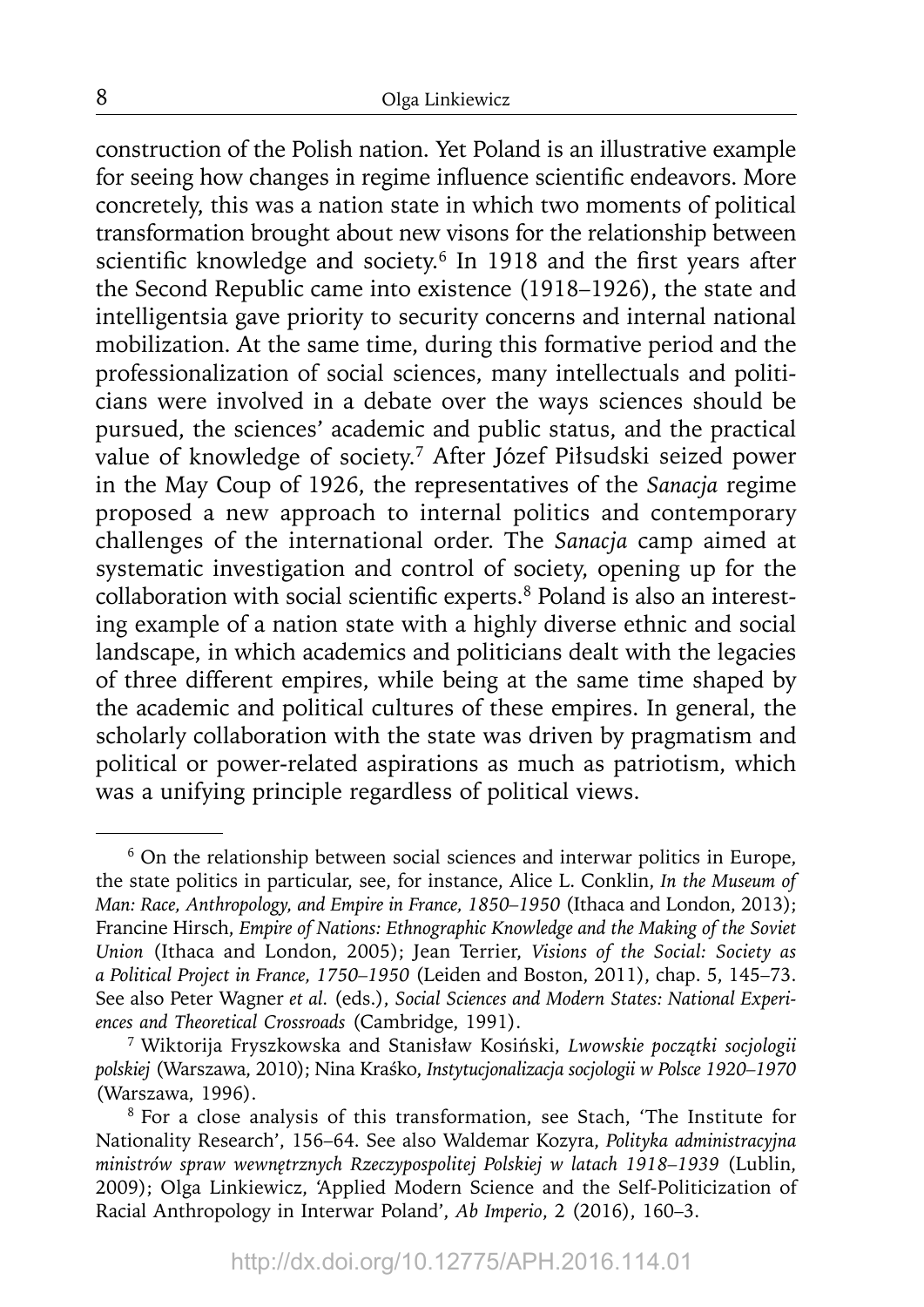construction of the Polish nation. Yet Poland is an illustrative example for seeing how changes in regime influence scientific endeavors. More concretely, this was a nation state in which two moments of political transformation brought about new visons for the relationship between scientific knowledge and society.[6] In 1918 and the first years after the Second Republic came into existence (1918–1926), the state and intelligentsia gave priority to security concerns and internal national mobilization. At the same time, during this formative period and the professionalization of social sciences, many intellectuals and politicians were involved in a debate over the ways sciences should be pursued, the sciences' academic and public status, and the practical value of knowledge of society.[7] After Józef Piłsudski seized power in the May Coup of 1926, the representatives of the *Sanacja* regime proposed a new approach to internal politics and contemporary challenges of the international order. The *Sanacja* camp aimed at systematic investigation and control of society, opening up for the collaboration with social scientific experts.[8] Poland is also an interesting example of a nation state with a highly diverse ethnic and social landscape, in which academics and politicians dealt with the legacies of three different empires, while being at the same time shaped by the academic and political cultures of these empires. In general, the scholarly collaboration with the state was driven by pragmatism and political or power-related aspirations as much as patriotism, which was a unifying principle regardless of political views.

---

[6] On the relationship between social sciences and interwar politics in Europe, the state politics in particular, see, for instance, Alice L. Conklin, *In the Museum of Man: Race, Anthropology, and Empire in France, 1850–1950* (Ithaca and London, 2013); Francine Hirsch, *Empire of Nations: Ethnographic Knowledge and the Making of the Soviet Union* (Ithaca and London, 2005); Jean Terrier, *Visions of the Social: Society as a Political Project in France, 1750–1950* (Leiden and Boston, 2011), chap. 5, 145–73. See also Peter Wagner *et al.* (eds.), *Social Sciences and Modern States: National Experiences and Theoretical Crossroads* (Cambridge, 1991).

[7] Wiktorija Fryszkowska and Stanisław Kosiński, *Lwowskie początki socjologii polskiej* (Warszawa, 2010); Nina Kraśko, *Instytucjonalizacja socjologii w Polsce 1920–1970* (Warszawa, 1996).

[8] For a close analysis of this transformation, see Stach, 'The Institute for Nationality Research', 156–64. See also Waldemar Kozyra, *Polityka administracyjna ministrów spraw wewnętrznych Rzeczypospolitej Polskiej w latach 1918–1939* (Lublin, 2009); Olga Linkiewicz, 'Applied Modern Science and the Self-Politicization of Racial Anthropology in Interwar Poland', *Ab Imperio*, 2 (2016), 160–3.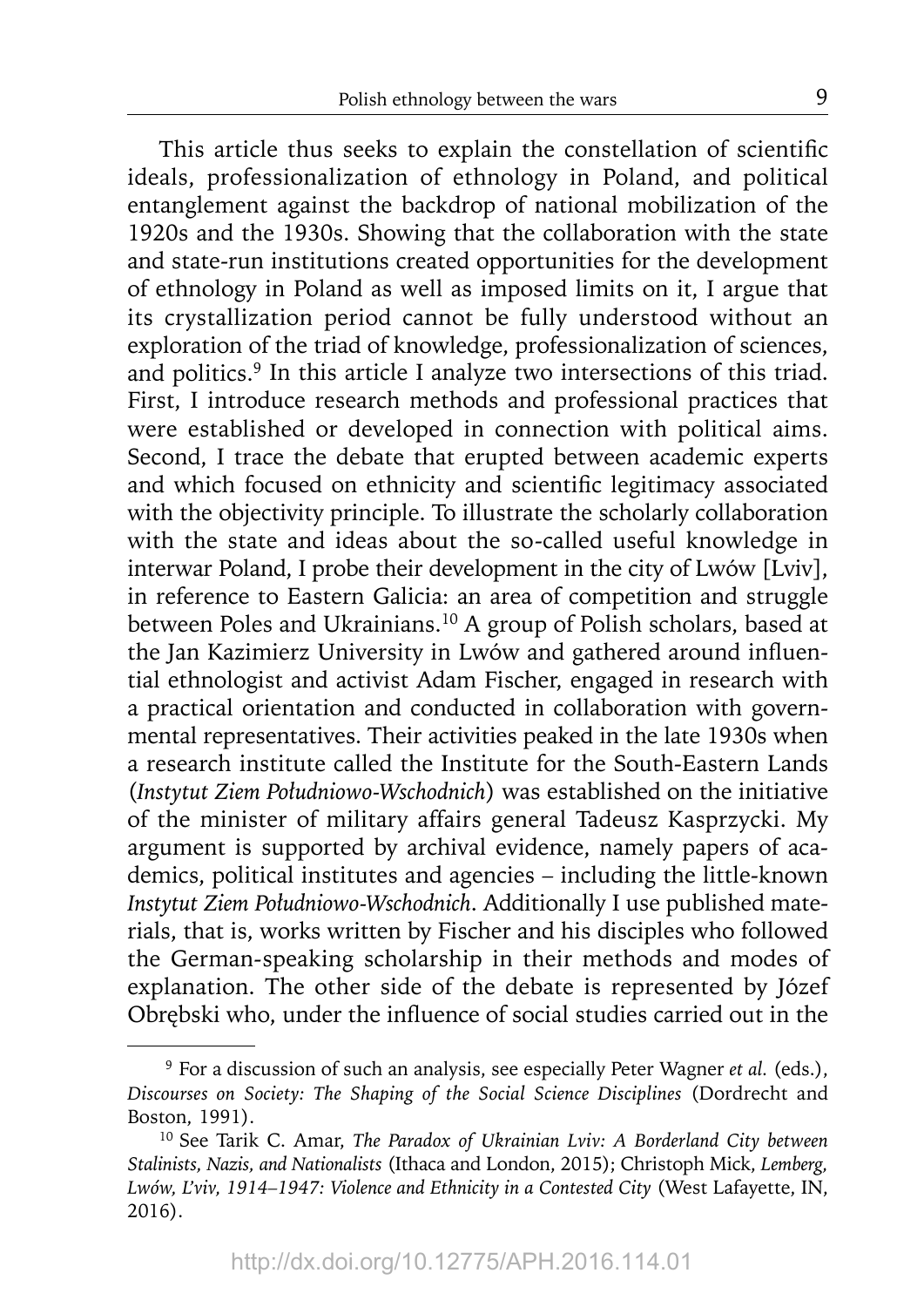This article thus seeks to explain the constellation of scientific ideals, professionalization of ethnology in Poland, and political entanglement against the backdrop of national mobilization of the 1920s and the 1930s. Showing that the collaboration with the state and state-run institutions created opportunities for the development of ethnology in Poland as well as imposed limits on it, I argue that its crystallization period cannot be fully understood without an exploration of the triad of knowledge, professionalization of sciences, and politics.[9] In this article I analyze two intersections of this triad. First, I introduce research methods and professional practices that were established or developed in connection with political aims. Second, I trace the debate that erupted between academic experts and which focused on ethnicity and scientific legitimacy associated with the objectivity principle. To illustrate the scholarly collaboration with the state and ideas about the so-called useful knowledge in interwar Poland, I probe their development in the city of Lwów [Lviv], in reference to Eastern Galicia: an area of competition and struggle between Poles and Ukrainians.[10] A group of Polish scholars, based at the Jan Kazimierz University in Lwów and gathered around influential ethnologist and activist Adam Fischer, engaged in research with a practical orientation and conducted in collaboration with governmental representatives. Their activities peaked in the late 1930s when a research institute called the Institute for the South-Eastern Lands (*Instytut Ziem Południowo-Wschodnich*) was established on the initiative of the minister of military affairs general Tadeusz Kasprzycki. My argument is supported by archival evidence, namely papers of academics, political institutes and agencies – including the little-known *Instytut Ziem Południowo-Wschodnich*. Additionally I use published materials, that is, works written by Fischer and his disciples who followed the German-speaking scholarship in their methods and modes of explanation. The other side of the debate is represented by Józef Obrębski who, under the influence of social studies carried out in the

---

[9] For a discussion of such an analysis, see especially Peter Wagner *et al.* (eds.), *Discourses on Society: The Shaping of the Social Science Disciplines* (Dordrecht and Boston, 1991).

[10] See Tarik C. Amar, *The Paradox of Ukrainian Lviv: A Borderland City between Stalinists, Nazis, and Nationalists* (Ithaca and London, 2015); Christoph Mick, *Lemberg, Lwów, L'viv, 1914–1947: Violence and Ethnicity in a Contested City* (West Lafayette, IN, 2016).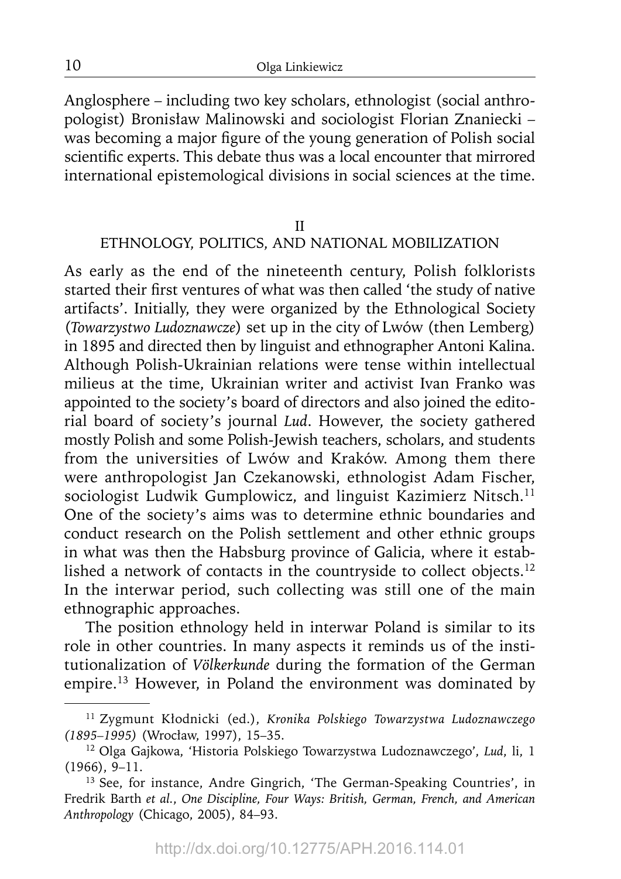Anglosphere – including two key scholars, ethnologist (social anthropologist) Bronisław Malinowski and sociologist Florian Znaniecki – was becoming a major figure of the young generation of Polish social scientific experts. This debate thus was a local encounter that mirrored international epistemological divisions in social sciences at the time.

## II
## ETHNOLOGY, POLITICS, AND NATIONAL MOBILIZATION

As early as the end of the nineteenth century, Polish folklorists started their first ventures of what was then called 'the study of native artifacts'. Initially, they were organized by the Ethnological Society (*Towarzystwo Ludoznawcze*) set up in the city of Lwów (then Lemberg) in 1895 and directed then by linguist and ethnographer Antoni Kalina. Although Polish-Ukrainian relations were tense within intellectual milieus at the time, Ukrainian writer and activist Ivan Franko was appointed to the society's board of directors and also joined the editorial board of society's journal *Lud*. However, the society gathered mostly Polish and some Polish-Jewish teachers, scholars, and students from the universities of Lwów and Kraków. Among them there were anthropologist Jan Czekanowski, ethnologist Adam Fischer, sociologist Ludwik Gumplowicz, and linguist Kazimierz Nitsch.[11] One of the society's aims was to determine ethnic boundaries and conduct research on the Polish settlement and other ethnic groups in what was then the Habsburg province of Galicia, where it established a network of contacts in the countryside to collect objects.[12] In the interwar period, such collecting was still one of the main ethnographic approaches.

The position ethnology held in interwar Poland is similar to its role in other countries. In many aspects it reminds us of the institutionalization of *Völkerkunde* during the formation of the German empire.[13] However, in Poland the environment was dominated by

---

[11] Zygmunt Kłodnicki (ed.), *Kronika Polskiego Towarzystwa Ludoznawczego (1895–1995)* (Wrocław, 1997), 15–35.

[12] Olga Gajkowa, 'Historia Polskiego Towarzystwa Ludoznawczego', *Lud*, li, 1 (1966), 9–11.

[13] See, for instance, Andre Gingrich, 'The German-Speaking Countries', in Fredrik Barth *et al.*, *One Discipline, Four Ways: British, German, French, and American Anthropology* (Chicago, 2005), 84–93.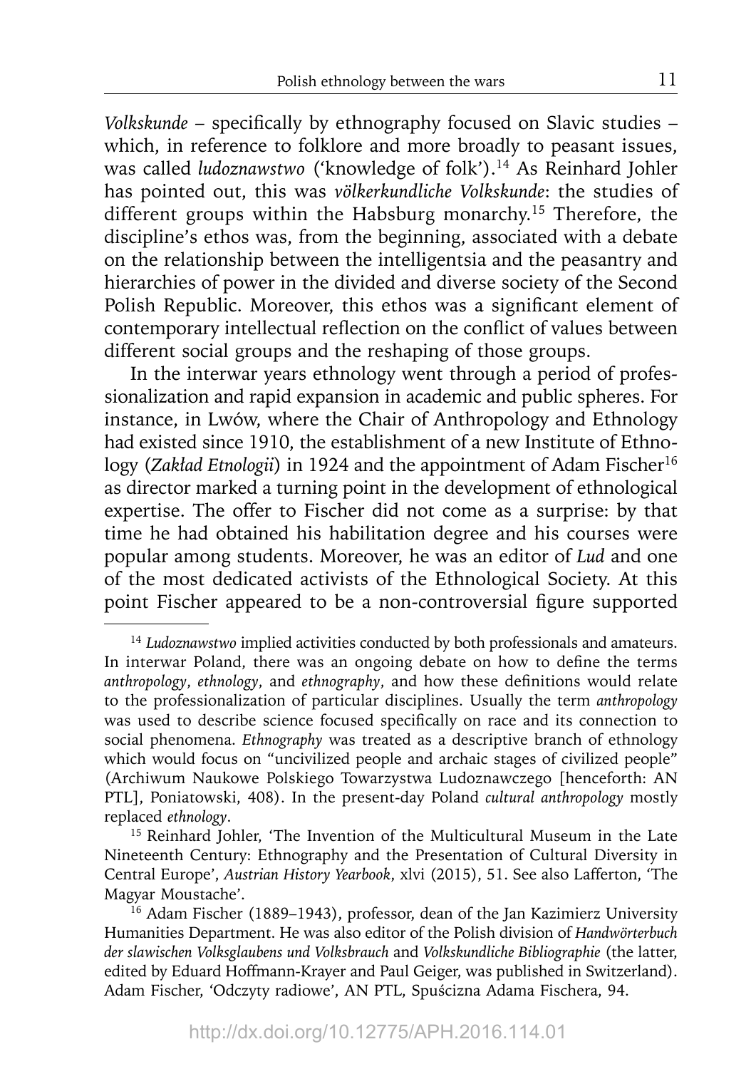*Volkskunde* – specifically by ethnography focused on Slavic studies – which, in reference to folklore and more broadly to peasant issues, was called *ludoznawstwo* ('knowledge of folk').[14] As Reinhard Johler has pointed out, this was *völkerkundliche Volkskunde*: the studies of different groups within the Habsburg monarchy.[15] Therefore, the discipline's ethos was, from the beginning, associated with a debate on the relationship between the intelligentsia and the peasantry and hierarchies of power in the divided and diverse society of the Second Polish Republic. Moreover, this ethos was a significant element of contemporary intellectual reflection on the conflict of values between different social groups and the reshaping of those groups.

In the interwar years ethnology went through a period of professionalization and rapid expansion in academic and public spheres. For instance, in Lwów, where the Chair of Anthropology and Ethnology had existed since 1910, the establishment of a new Institute of Ethnology (*Zakład Etnologii*) in 1924 and the appointment of Adam Fischer[16] as director marked a turning point in the development of ethnological expertise. The offer to Fischer did not come as a surprise: by that time he had obtained his habilitation degree and his courses were popular among students. Moreover, he was an editor of *Lud* and one of the most dedicated activists of the Ethnological Society. At this point Fischer appeared to be a non-controversial figure supported

---

[14] *Ludoznawstwo* implied activities conducted by both professionals and amateurs. In interwar Poland, there was an ongoing debate on how to define the terms *anthropology*, *ethnology*, and *ethnography*, and how these definitions would relate to the professionalization of particular disciplines. Usually the term *anthropology* was used to describe science focused specifically on race and its connection to social phenomena. *Ethnography* was treated as a descriptive branch of ethnology which would focus on "uncivilized people and archaic stages of civilized people" (Archiwum Naukowe Polskiego Towarzystwa Ludoznawczego [henceforth: AN PTL], Poniatowski, 408). In the present-day Poland *cultural anthropology* mostly replaced *ethnology*.

[15] Reinhard Johler, 'The Invention of the Multicultural Museum in the Late Nineteenth Century: Ethnography and the Presentation of Cultural Diversity in Central Europe', *Austrian History Yearbook*, xlvi (2015), 51. See also Lafferton, 'The Magyar Moustache'.

[16] Adam Fischer (1889–1943), professor, dean of the Jan Kazimierz University Humanities Department. He was also editor of the Polish division of *Handwörterbuch der slawischen Volksglaubens und Volksbrauch* and *Volkskundliche Bibliographie* (the latter, edited by Eduard Hoffmann-Krayer and Paul Geiger, was published in Switzerland). Adam Fischer, 'Odczyty radiowe', AN PTL, Spuścizna Adama Fischera, 94.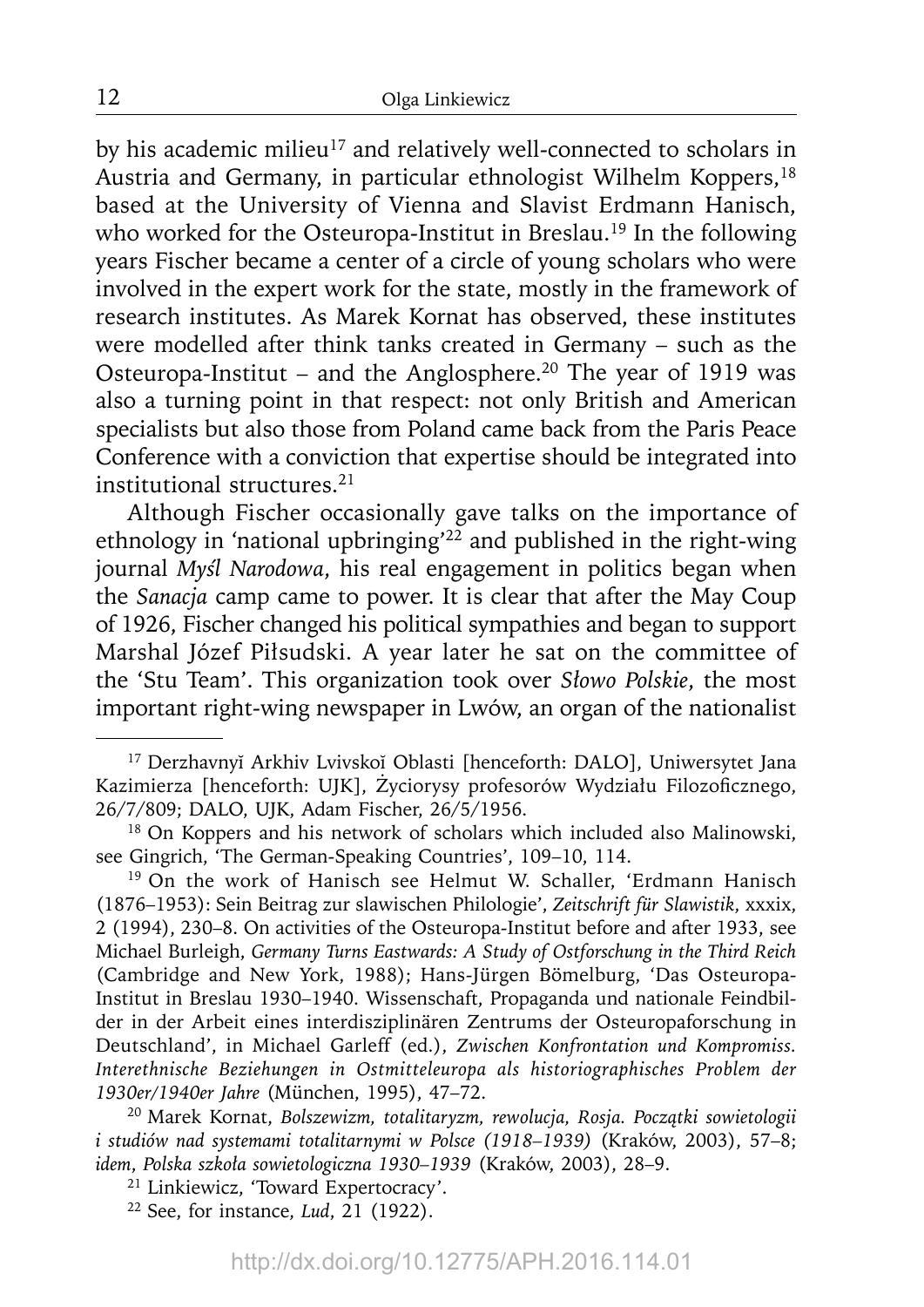by his academic milieu[17] and relatively well-connected to scholars in Austria and Germany, in particular ethnologist Wilhelm Koppers,[18] based at the University of Vienna and Slavist Erdmann Hanisch, who worked for the Osteuropa-Institut in Breslau.[19] In the following years Fischer became a center of a circle of young scholars who were involved in the expert work for the state, mostly in the framework of research institutes. As Marek Kornat has observed, these institutes were modelled after think tanks created in Germany – such as the Osteuropa-Institut – and the Anglosphere.[20] The year of 1919 was also a turning point in that respect: not only British and American specialists but also those from Poland came back from the Paris Peace Conference with a conviction that expertise should be integrated into institutional structures.[21]

Although Fischer occasionally gave talks on the importance of ethnology in 'national upbringing'[22] and published in the right-wing journal *Myśl Narodowa*, his real engagement in politics began when the *Sanacja* camp came to power. It is clear that after the May Coup of 1926, Fischer changed his political sympathies and began to support Marshal Józef Piłsudski. A year later he sat on the committee of the 'Stu Team'. This organization took over *Słowo Polskie*, the most important right-wing newspaper in Lwów, an organ of the nationalist

---

[17] Derzhavnyĭ Arkhiv Lvivskoĭ Oblasti [henceforth: DALO], Uniwersytet Jana Kazimierza [henceforth: UJK], Życiorysy profesorów Wydziału Filozoficznego, 26/7/809; DALO, UJK, Adam Fischer, 26/5/1956.

[18] On Koppers and his network of scholars which included also Malinowski, see Gingrich, 'The German-Speaking Countries', 109–10, 114.

[19] On the work of Hanisch see Helmut W. Schaller, 'Erdmann Hanisch (1876–1953): Sein Beitrag zur slawischen Philologie', *Zeitschrift für Slawistik*, xxxix, 2 (1994), 230–8. On activities of the Osteuropa-Institut before and after 1933, see Michael Burleigh, *Germany Turns Eastwards: A Study of Ostforschung in the Third Reich* (Cambridge and New York, 1988); Hans-Jürgen Bömelburg, 'Das Osteuropa-Institut in Breslau 1930–1940. Wissenschaft, Propaganda und nationale Feindbilder in der Arbeit eines interdisziplinären Zentrums der Osteuropaforschung in Deutschland', in Michael Garleff (ed.), *Zwischen Konfrontation und Kompromiss. Interethnische Beziehungen in Ostmitteleuropa als historiographisches Problem der 1930er/1940er Jahre* (München, 1995), 47–72.

[20] Marek Kornat, *Bolszewizm, totalitaryzm, rewolucja, Rosja. Początki sowietologii i studiów nad systemami totalitarnymi w Polsce (1918–1939)* (Kraków, 2003), 57–8; *idem*, *Polska szkoła sowietologiczna 1930–1939* (Kraków, 2003), 28–9.

[21] Linkiewicz, 'Toward Expertocracy'.

[22] See, for instance, *Lud*, 21 (1922).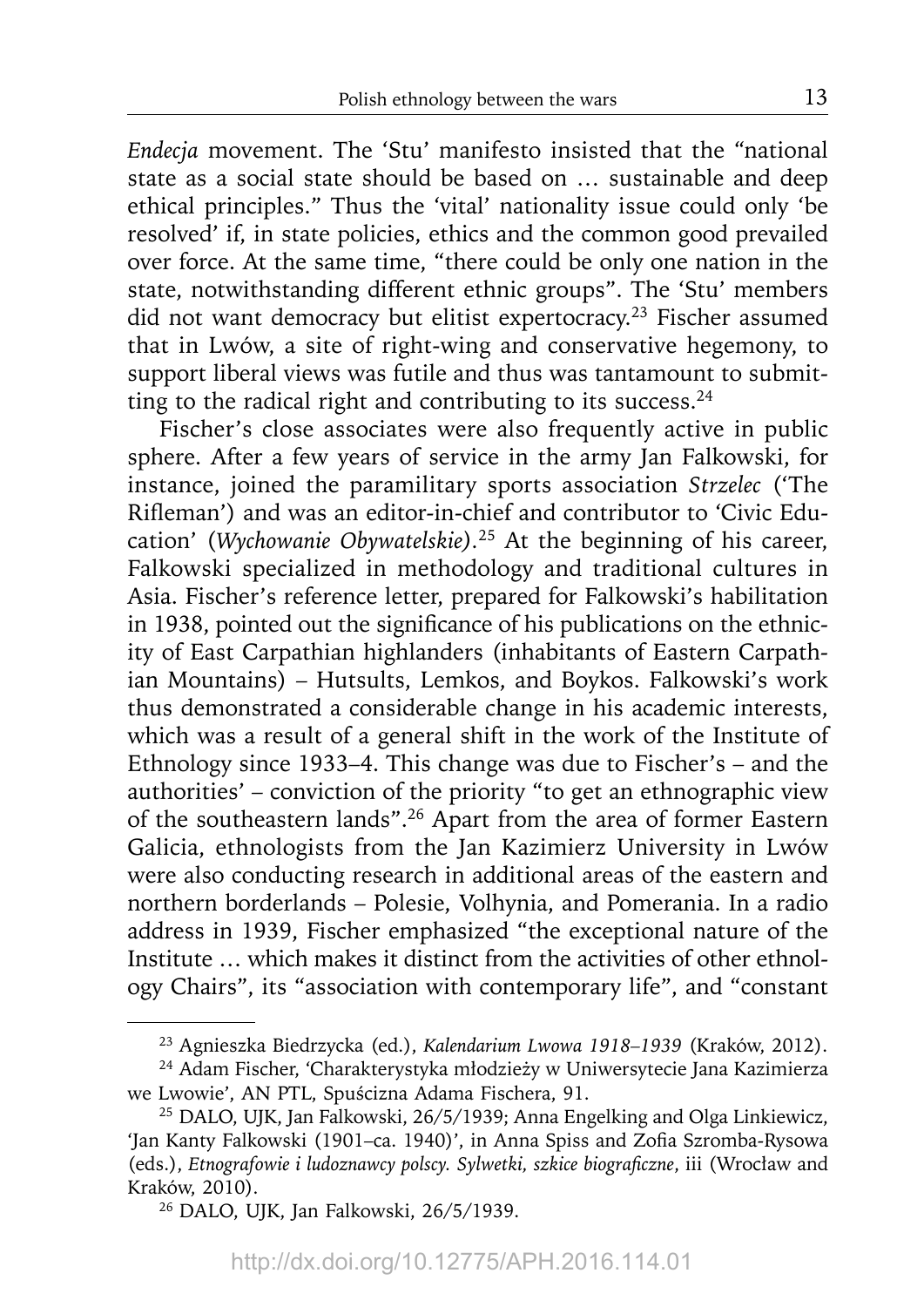*Endecja* movement. The 'Stu' manifesto insisted that the "national state as a social state should be based on … sustainable and deep ethical principles." Thus the 'vital' nationality issue could only 'be resolved' if, in state policies, ethics and the common good prevailed over force. At the same time, "there could be only one nation in the state, notwithstanding different ethnic groups". The 'Stu' members did not want democracy but elitist expertocracy.[23] Fischer assumed that in Lwów, a site of right-wing and conservative hegemony, to support liberal views was futile and thus was tantamount to submitting to the radical right and contributing to its success.[24]

Fischer's close associates were also frequently active in public sphere. After a few years of service in the army Jan Falkowski, for instance, joined the paramilitary sports association *Strzelec* ('The Rifleman') and was an editor-in-chief and contributor to 'Civic Education' (*Wychowanie Obywatelskie*).[25] At the beginning of his career, Falkowski specialized in methodology and traditional cultures in Asia. Fischer's reference letter, prepared for Falkowski's habilitation in 1938, pointed out the significance of his publications on the ethnicity of East Carpathian highlanders (inhabitants of Eastern Carpathian Mountains) – Hutsults, Lemkos, and Boykos. Falkowski's work thus demonstrated a considerable change in his academic interests, which was a result of a general shift in the work of the Institute of Ethnology since 1933–4. This change was due to Fischer's – and the authorities' – conviction of the priority "to get an ethnographic view of the southeastern lands".[26] Apart from the area of former Eastern Galicia, ethnologists from the Jan Kazimierz University in Lwów were also conducting research in additional areas of the eastern and northern borderlands – Polesie, Volhynia, and Pomerania. In a radio address in 1939, Fischer emphasized "the exceptional nature of the Institute … which makes it distinct from the activities of other ethnology Chairs", its "association with contemporary life", and "constant

---

[23] Agnieszka Biedrzycka (ed.), *Kalendarium Lwowa 1918–1939* (Kraków, 2012).

[24] Adam Fischer, 'Charakterystyka młodzieży w Uniwersytecie Jana Kazimierza we Lwowie', AN PTL, Spuścizna Adama Fischera, 91.

[25] DALO, UJK, Jan Falkowski, 26/5/1939; Anna Engelking and Olga Linkiewicz, 'Jan Kanty Falkowski (1901–ca. 1940)', in Anna Spiss and Zofia Szromba-Rysowa (eds.), *Etnografowie i ludoznawcy polscy. Sylwetki, szkice biograficzne*, iii (Wrocław and Kraków, 2010).

[26] DALO, UJK, Jan Falkowski, 26/5/1939.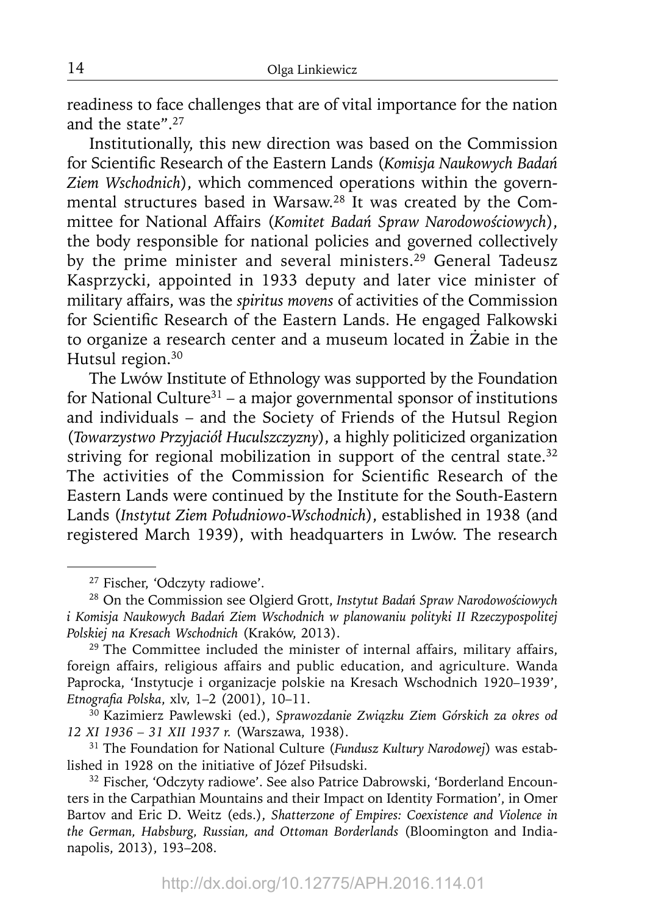readiness to face challenges that are of vital importance for the nation and the state".[27]

Institutionally, this new direction was based on the Commission for Scientific Research of the Eastern Lands (*Komisja Naukowych Badań Ziem Wschodnich*), which commenced operations within the governmental structures based in Warsaw.[28] It was created by the Committee for National Affairs (*Komitet Badań Spraw Narodowościowych*), the body responsible for national policies and governed collectively by the prime minister and several ministers.[29] General Tadeusz Kasprzycki, appointed in 1933 deputy and later vice minister of military affairs, was the *spiritus movens* of activities of the Commission for Scientific Research of the Eastern Lands. He engaged Falkowski to organize a research center and a museum located in Żabie in the Hutsul region.[30]

The Lwów Institute of Ethnology was supported by the Foundation for National Culture[31] – a major governmental sponsor of institutions and individuals – and the Society of Friends of the Hutsul Region (*Towarzystwo Przyjaciół Huculszczyzny*), a highly politicized organization striving for regional mobilization in support of the central state.[32] The activities of the Commission for Scientific Research of the Eastern Lands were continued by the Institute for the South-Eastern Lands (*Instytut Ziem Południowo-Wschodnich*), established in 1938 (and registered March 1939), with headquarters in Lwów. The research

---

[27] Fischer, 'Odczyty radiowe'.

[28] On the Commission see Olgierd Grott, *Instytut Badań Spraw Narodowościowych i Komisja Naukowych Badań Ziem Wschodnich w planowaniu polityki II Rzeczypospolitej Polskiej na Kresach Wschodnich* (Kraków, 2013).

[29] The Committee included the minister of internal affairs, military affairs, foreign affairs, religious affairs and public education, and agriculture. Wanda Paprocka, 'Instytucje i organizacje polskie na Kresach Wschodnich 1920–1939', *Etnografia Polska*, xlv, 1–2 (2001), 10–11.

[30] Kazimierz Pawlewski (ed.), *Sprawozdanie Związku Ziem Górskich za okres od 12 XI 1936 – 31 XII 1937 r.* (Warszawa, 1938).

[31] The Foundation for National Culture (*Fundusz Kultury Narodowej*) was established in 1928 on the initiative of Józef Piłsudski.

[32] Fischer, 'Odczyty radiowe'. See also Patrice Dabrowski, 'Borderland Encounters in the Carpathian Mountains and their Impact on Identity Formation', in Omer Bartov and Eric D. Weitz (eds.), *Shatterzone of Empires: Coexistence and Violence in the German, Habsburg, Russian, and Ottoman Borderlands* (Bloomington and Indianapolis, 2013), 193–208.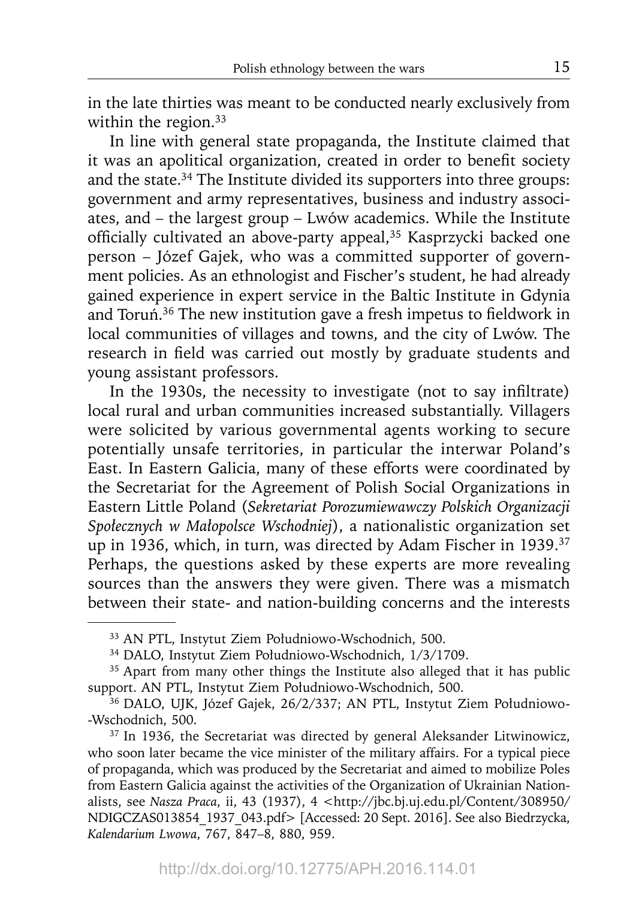in the late thirties was meant to be conducted nearly exclusively from within the region.[33]

In line with general state propaganda, the Institute claimed that it was an apolitical organization, created in order to benefit society and the state.[34] The Institute divided its supporters into three groups: government and army representatives, business and industry associates, and – the largest group – Lwów academics. While the Institute officially cultivated an above-party appeal,[35] Kasprzycki backed one person – Józef Gajek, who was a committed supporter of government policies. As an ethnologist and Fischer's student, he had already gained experience in expert service in the Baltic Institute in Gdynia and Toruń.[36] The new institution gave a fresh impetus to fieldwork in local communities of villages and towns, and the city of Lwów. The research in field was carried out mostly by graduate students and young assistant professors.

In the 1930s, the necessity to investigate (not to say infiltrate) local rural and urban communities increased substantially. Villagers were solicited by various governmental agents working to secure potentially unsafe territories, in particular the interwar Poland's East. In Eastern Galicia, many of these efforts were coordinated by the Secretariat for the Agreement of Polish Social Organizations in Eastern Little Poland (*Sekretariat Porozumiewawczy Polskich Organizacji Społecznych w Małopolsce Wschodniej*), a nationalistic organization set up in 1936, which, in turn, was directed by Adam Fischer in 1939.[37] Perhaps, the questions asked by these experts are more revealing sources than the answers they were given. There was a mismatch between their state- and nation-building concerns and the interests

---

[33] AN PTL, Instytut Ziem Południowo-Wschodnich, 500.

[34] DALO, Instytut Ziem Południowo-Wschodnich, 1/3/1709.

[35] Apart from many other things the Institute also alleged that it has public support. AN PTL, Instytut Ziem Południowo-Wschodnich, 500.

[36] DALO, UJK, Józef Gajek, 26/2/337; AN PTL, Instytut Ziem Południowo-Wschodnich, 500.

[37] In 1936, the Secretariat was directed by general Aleksander Litwinowicz, who soon later became the vice minister of the military affairs. For a typical piece of propaganda, which was produced by the Secretariat and aimed to mobilize Poles from Eastern Galicia against the activities of the Organization of Ukrainian Nationalists, see *Nasza Praca*, ii, 43 (1937), 4 <http://jbc.bj.uj.edu.pl/Content/308950/NDIGCZAS013854_1937_043.pdf> [Accessed: 20 Sept. 2016]. See also Biedrzycka, *Kalendarium Lwowa*, 767, 847–8, 880, 959.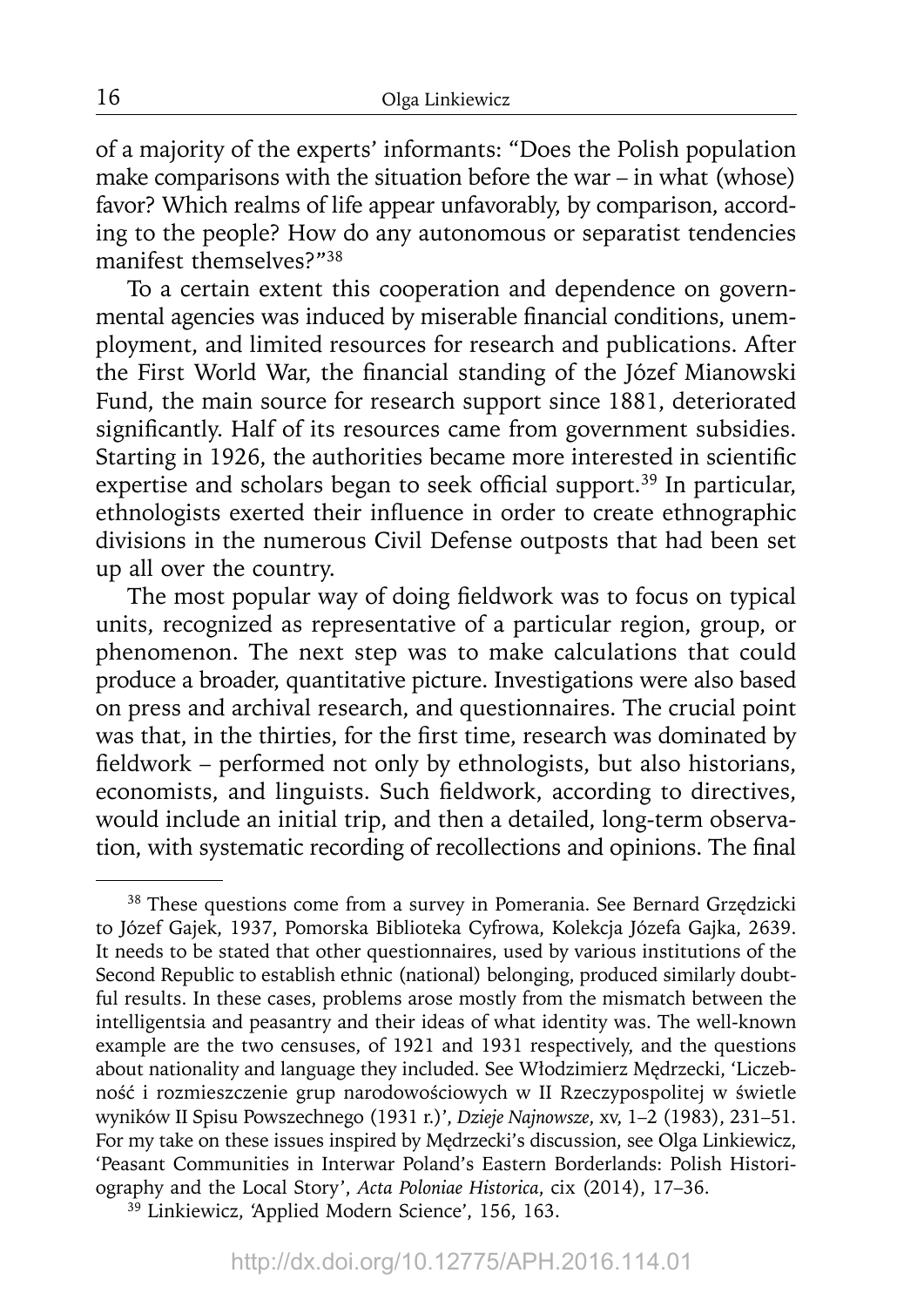of a majority of the experts' informants: "Does the Polish population make comparisons with the situation before the war – in what (whose) favor? Which realms of life appear unfavorably, by comparison, according to the people? How do any autonomous or separatist tendencies manifest themselves?"[38]

To a certain extent this cooperation and dependence on governmental agencies was induced by miserable financial conditions, unemployment, and limited resources for research and publications. After the First World War, the financial standing of the Józef Mianowski Fund, the main source for research support since 1881, deteriorated significantly. Half of its resources came from government subsidies. Starting in 1926, the authorities became more interested in scientific expertise and scholars began to seek official support.[39] In particular, ethnologists exerted their influence in order to create ethnographic divisions in the numerous Civil Defense outposts that had been set up all over the country.

The most popular way of doing fieldwork was to focus on typical units, recognized as representative of a particular region, group, or phenomenon. The next step was to make calculations that could produce a broader, quantitative picture. Investigations were also based on press and archival research, and questionnaires. The crucial point was that, in the thirties, for the first time, research was dominated by fieldwork – performed not only by ethnologists, but also historians, economists, and linguists. Such fieldwork, according to directives, would include an initial trip, and then a detailed, long-term observation, with systematic recording of recollections and opinions. The final

---

[38] These questions come from a survey in Pomerania. See Bernard Grzędzicki to Józef Gajek, 1937, Pomorska Biblioteka Cyfrowa, Kolekcja Józefa Gajka, 2639. It needs to be stated that other questionnaires, used by various institutions of the Second Republic to establish ethnic (national) belonging, produced similarly doubtful results. In these cases, problems arose mostly from the mismatch between the intelligentsia and peasantry and their ideas of what identity was. The well-known example are the two censuses, of 1921 and 1931 respectively, and the questions about nationality and language they included. See Włodzimierz Mędrzecki, 'Liczebność i rozmieszczenie grup narodowościowych w II Rzeczypospolitej w świetle wyników II Spisu Powszechnego (1931 r.)', *Dzieje Najnowsze*, xv, 1–2 (1983), 231–51. For my take on these issues inspired by Mędrzecki's discussion, see Olga Linkiewicz, 'Peasant Communities in Interwar Poland's Eastern Borderlands: Polish Historiography and the Local Story', *Acta Poloniae Historica*, cix (2014), 17–36.

[39] Linkiewicz, 'Applied Modern Science', 156, 163.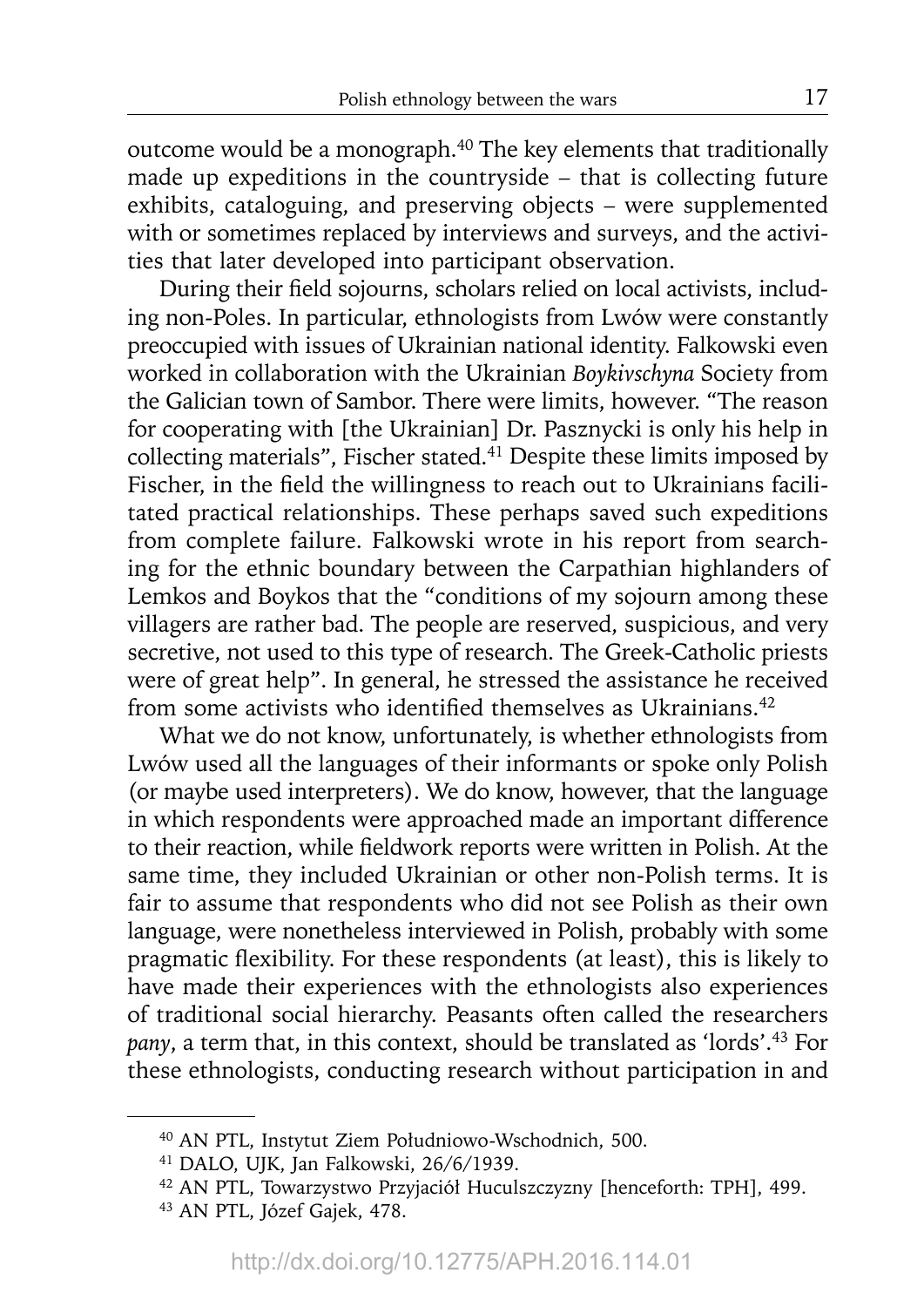outcome would be a monograph.[40] The key elements that traditionally made up expeditions in the countryside – that is collecting future exhibits, cataloguing, and preserving objects – were supplemented with or sometimes replaced by interviews and surveys, and the activities that later developed into participant observation.

During their field sojourns, scholars relied on local activists, including non-Poles. In particular, ethnologists from Lwów were constantly preoccupied with issues of Ukrainian national identity. Falkowski even worked in collaboration with the Ukrainian *Boykivschyna* Society from the Galician town of Sambor. There were limits, however. "The reason for cooperating with [the Ukrainian] Dr. Pasznycki is only his help in collecting materials", Fischer stated.[41] Despite these limits imposed by Fischer, in the field the willingness to reach out to Ukrainians facilitated practical relationships. These perhaps saved such expeditions from complete failure. Falkowski wrote in his report from searching for the ethnic boundary between the Carpathian highlanders of Lemkos and Boykos that the "conditions of my sojourn among these villagers are rather bad. The people are reserved, suspicious, and very secretive, not used to this type of research. The Greek-Catholic priests were of great help". In general, he stressed the assistance he received from some activists who identified themselves as Ukrainians.[42]

What we do not know, unfortunately, is whether ethnologists from Lwów used all the languages of their informants or spoke only Polish (or maybe used interpreters). We do know, however, that the language in which respondents were approached made an important difference to their reaction, while fieldwork reports were written in Polish. At the same time, they included Ukrainian or other non-Polish terms. It is fair to assume that respondents who did not see Polish as their own language, were nonetheless interviewed in Polish, probably with some pragmatic flexibility. For these respondents (at least), this is likely to have made their experiences with the ethnologists also experiences of traditional social hierarchy. Peasants often called the researchers *pany*, a term that, in this context, should be translated as 'lords'.[43] For these ethnologists, conducting research without participation in and

---

[40] AN PTL, Instytut Ziem Południowo-Wschodnich, 500.

[41] DALO, UJK, Jan Falkowski, 26/6/1939.

[42] AN PTL, Towarzystwo Przyjaciół Huculszczyzny [henceforth: TPH], 499.

[43] AN PTL, Józef Gajek, 478.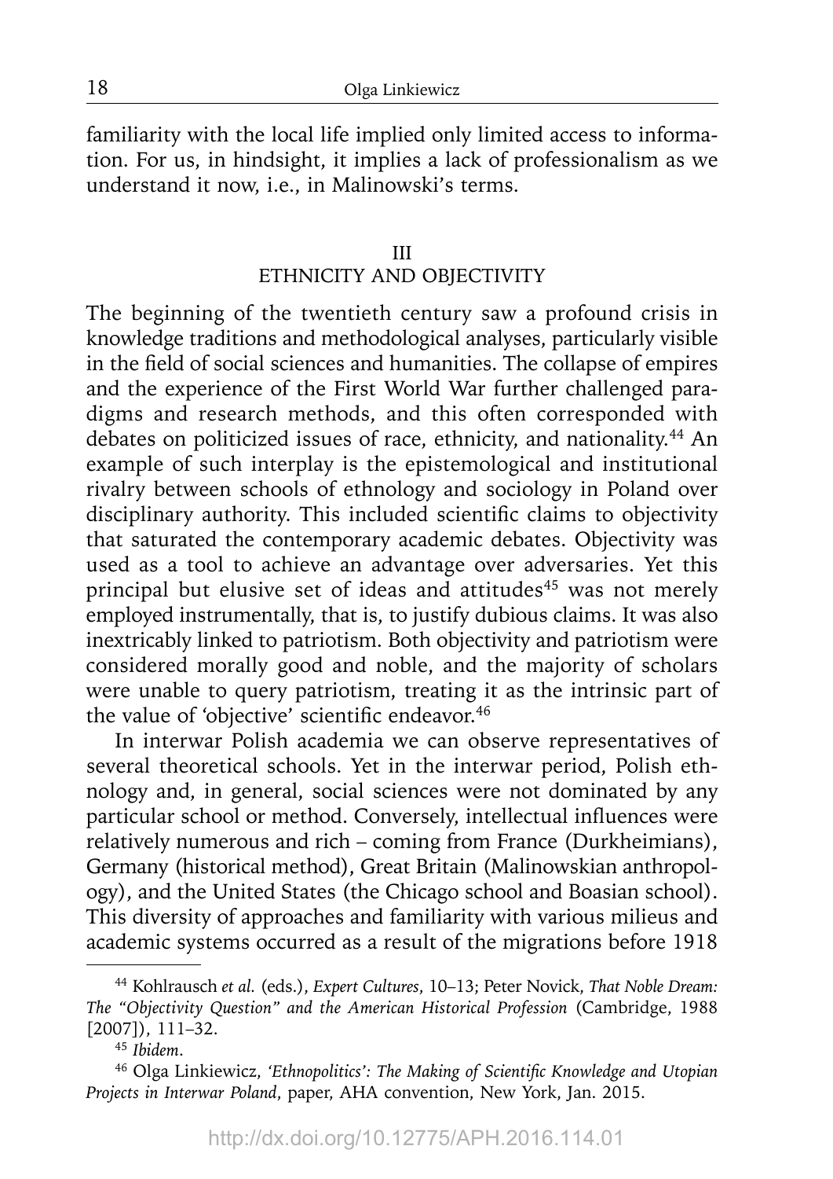familiarity with the local life implied only limited access to information. For us, in hindsight, it implies a lack of professionalism as we understand it now, i.e., in Malinowski's terms.

## III
## ETHNICITY AND OBJECTIVITY

The beginning of the twentieth century saw a profound crisis in knowledge traditions and methodological analyses, particularly visible in the field of social sciences and humanities. The collapse of empires and the experience of the First World War further challenged paradigms and research methods, and this often corresponded with debates on politicized issues of race, ethnicity, and nationality.[44] An example of such interplay is the epistemological and institutional rivalry between schools of ethnology and sociology in Poland over disciplinary authority. This included scientific claims to objectivity that saturated the contemporary academic debates. Objectivity was used as a tool to achieve an advantage over adversaries. Yet this principal but elusive set of ideas and attitudes[45] was not merely employed instrumentally, that is, to justify dubious claims. It was also inextricably linked to patriotism. Both objectivity and patriotism were considered morally good and noble, and the majority of scholars were unable to query patriotism, treating it as the intrinsic part of the value of 'objective' scientific endeavor.[46]

In interwar Polish academia we can observe representatives of several theoretical schools. Yet in the interwar period, Polish ethnology and, in general, social sciences were not dominated by any particular school or method. Conversely, intellectual influences were relatively numerous and rich – coming from France (Durkheimians), Germany (historical method), Great Britain (Malinowskian anthropology), and the United States (the Chicago school and Boasian school). This diversity of approaches and familiarity with various milieus and academic systems occurred as a result of the migrations before 1918

---

[44] Kohlrausch *et al.* (eds.), *Expert Cultures*, 10–13; Peter Novick, *That Noble Dream: The "Objectivity Question" and the American Historical Profession* (Cambridge, 1988 [2007]), 111–32.

[45] *Ibidem*.

[46] Olga Linkiewicz, *'Ethnopolitics': The Making of Scientific Knowledge and Utopian Projects in Interwar Poland*, paper, AHA convention, New York, Jan. 2015.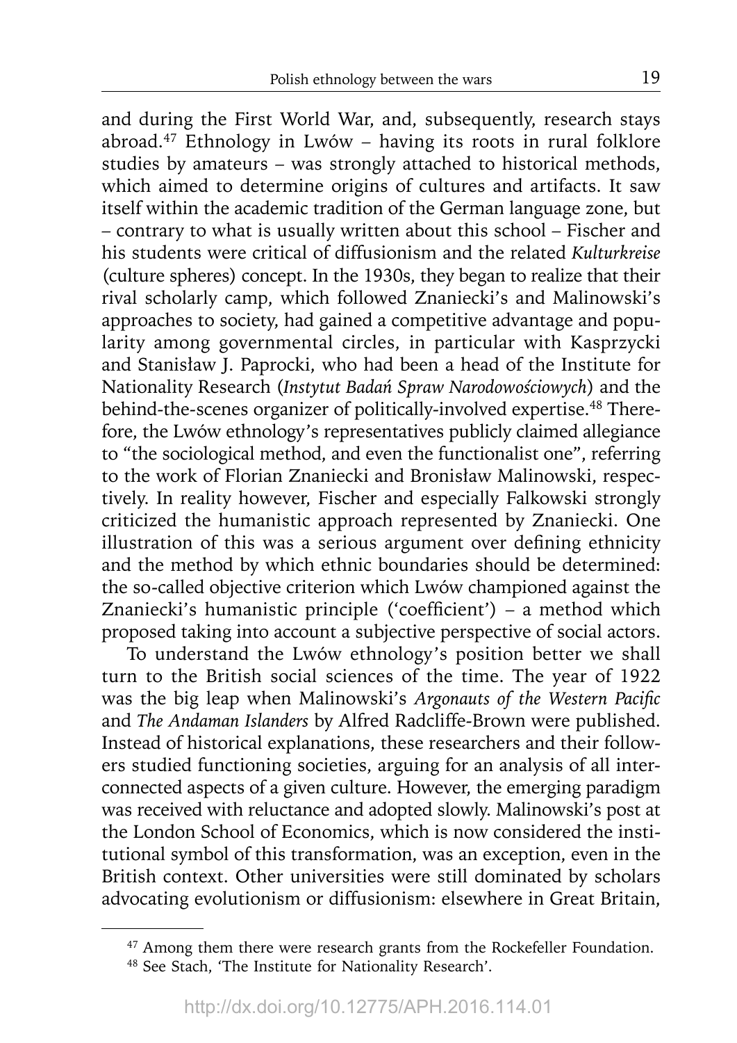and during the First World War, and, subsequently, research stays abroad.[47] Ethnology in Lwów – having its roots in rural folklore studies by amateurs – was strongly attached to historical methods, which aimed to determine origins of cultures and artifacts. It saw itself within the academic tradition of the German language zone, but – contrary to what is usually written about this school – Fischer and his students were critical of diffusionism and the related *Kulturkreise* (culture spheres) concept. In the 1930s, they began to realize that their rival scholarly camp, which followed Znaniecki's and Malinowski's approaches to society, had gained a competitive advantage and popularity among governmental circles, in particular with Kasprzycki and Stanisław J. Paprocki, who had been a head of the Institute for Nationality Research (*Instytut Badań Spraw Narodowościowych*) and the behind-the-scenes organizer of politically-involved expertise.[48] Therefore, the Lwów ethnology's representatives publicly claimed allegiance to "the sociological method, and even the functionalist one", referring to the work of Florian Znaniecki and Bronisław Malinowski, respectively. In reality however, Fischer and especially Falkowski strongly criticized the humanistic approach represented by Znaniecki. One illustration of this was a serious argument over defining ethnicity and the method by which ethnic boundaries should be determined: the so-called objective criterion which Lwów championed against the Znaniecki's humanistic principle ('coefficient') – a method which proposed taking into account a subjective perspective of social actors.

To understand the Lwów ethnology's position better we shall turn to the British social sciences of the time. The year of 1922 was the big leap when Malinowski's *Argonauts of the Western Pacific* and *The Andaman Islanders* by Alfred Radcliffe-Brown were published. Instead of historical explanations, these researchers and their followers studied functioning societies, arguing for an analysis of all interconnected aspects of a given culture. However, the emerging paradigm was received with reluctance and adopted slowly. Malinowski's post at the London School of Economics, which is now considered the institutional symbol of this transformation, was an exception, even in the British context. Other universities were still dominated by scholars advocating evolutionism or diffusionism: elsewhere in Great Britain,

[47] Among them there were research grants from the Rockefeller Foundation.

[48] See Stach, 'The Institute for Nationality Research'.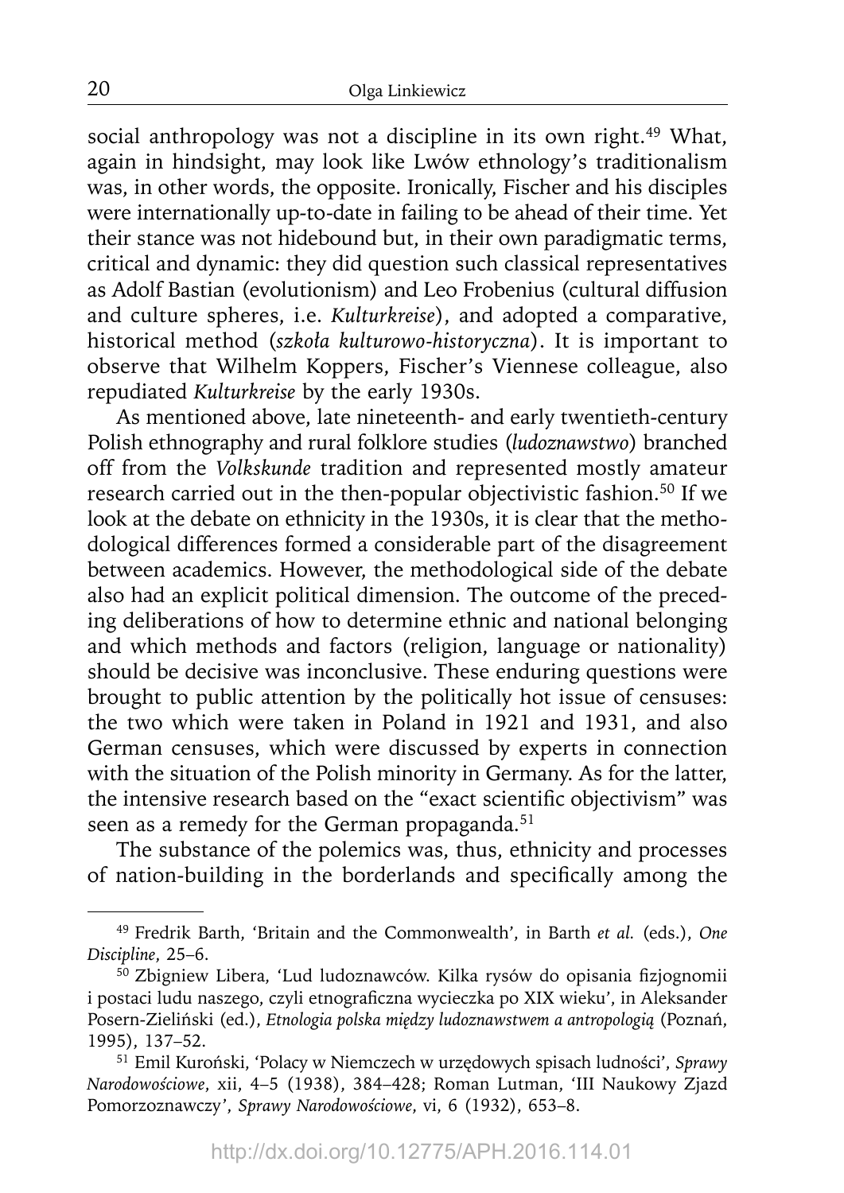social anthropology was not a discipline in its own right.[49] What, again in hindsight, may look like Lwów ethnology's traditionalism was, in other words, the opposite. Ironically, Fischer and his disciples were internationally up-to-date in failing to be ahead of their time. Yet their stance was not hidebound but, in their own paradigmatic terms, critical and dynamic: they did question such classical representatives as Adolf Bastian (evolutionism) and Leo Frobenius (cultural diffusion and culture spheres, i.e. *Kulturkreise*), and adopted a comparative, historical method (*szkoła kulturowo-historyczna*). It is important to observe that Wilhelm Koppers, Fischer's Viennese colleague, also repudiated *Kulturkreise* by the early 1930s.

As mentioned above, late nineteenth- and early twentieth-century Polish ethnography and rural folklore studies (*ludoznawstwo*) branched off from the *Volkskunde* tradition and represented mostly amateur research carried out in the then-popular objectivistic fashion.[50] If we look at the debate on ethnicity in the 1930s, it is clear that the methodological differences formed a considerable part of the disagreement between academics. However, the methodological side of the debate also had an explicit political dimension. The outcome of the preceding deliberations of how to determine ethnic and national belonging and which methods and factors (religion, language or nationality) should be decisive was inconclusive. These enduring questions were brought to public attention by the politically hot issue of censuses: the two which were taken in Poland in 1921 and 1931, and also German censuses, which were discussed by experts in connection with the situation of the Polish minority in Germany. As for the latter, the intensive research based on the "exact scientific objectivism" was seen as a remedy for the German propaganda.[51]

The substance of the polemics was, thus, ethnicity and processes of nation-building in the borderlands and specifically among the

---

[49] Fredrik Barth, 'Britain and the Commonwealth', in Barth *et al.* (eds.), *One Discipline*, 25–6.

[50] Zbigniew Libera, 'Lud ludoznawców. Kilka rysów do opisania fizjognomii i postaci ludu naszego, czyli etnograficzna wycieczka po XIX wieku', in Aleksander Posern-Zieliński (ed.), *Etnologia polska między ludoznawstwem a antropologią* (Poznań, 1995), 137–52.

[51] Emil Kuroński, 'Polacy w Niemczech w urzędowych spisach ludności', *Sprawy Narodowościowe*, xii, 4–5 (1938), 384–428; Roman Lutman, 'III Naukowy Zjazd Pomorzoznawczy', *Sprawy Narodowościowe*, vi, 6 (1932), 653–8.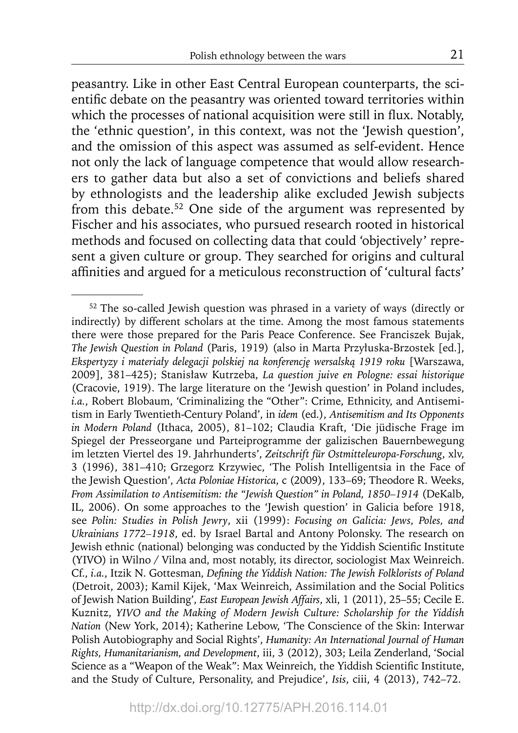peasantry. Like in other East Central European counterparts, the scientific debate on the peasantry was oriented toward territories within which the processes of national acquisition were still in flux. Notably, the 'ethnic question', in this context, was not the 'Jewish question', and the omission of this aspect was assumed as self-evident. Hence not only the lack of language competence that would allow researchers to gather data but also a set of convictions and beliefs shared by ethnologists and the leadership alike excluded Jewish subjects from this debate.[52] One side of the argument was represented by Fischer and his associates, who pursued research rooted in historical methods and focused on collecting data that could 'objectively' represent a given culture or group. They searched for origins and cultural affinities and argued for a meticulous reconstruction of 'cultural facts'

---

[52] The so-called Jewish question was phrased in a variety of ways (directly or indirectly) by different scholars at the time. Among the most famous statements there were those prepared for the Paris Peace Conference. See Franciszek Bujak, *The Jewish Question in Poland* (Paris, 1919) (also in Marta Przyłuska-Brzostek [ed.], *Ekspertyzy i materiały delegacji polskiej na konferencję wersalską 1919 roku* [Warszawa, 2009], 381–425); Stanisław Kutrzeba, *La question juive en Pologne: essai historique* (Cracovie, 1919). The large literature on the 'Jewish question' in Poland includes, *i.a.*, Robert Blobaum, 'Criminalizing the "Other": Crime, Ethnicity, and Antisemitism in Early Twentieth-Century Poland', in *idem* (ed.), *Antisemitism and Its Opponents in Modern Poland* (Ithaca, 2005), 81–102; Claudia Kraft, 'Die jüdische Frage im Spiegel der Presseorgane und Parteiprogramme der galizischen Bauernbewegung im letzten Viertel des 19. Jahrhunderts', *Zeitschrift für Ostmitteleuropa-Forschung*, xlv, 3 (1996), 381–410; Grzegorz Krzywiec, 'The Polish Intelligentsia in the Face of the Jewish Question', *Acta Poloniae Historica*, c (2009), 133–69; Theodore R. Weeks, *From Assimilation to Antisemitism: the "Jewish Question" in Poland, 1850–1914* (DeKalb, IL, 2006). On some approaches to the 'Jewish question' in Galicia before 1918, see *Polin: Studies in Polish Jewry*, xii (1999): *Focusing on Galicia: Jews, Poles, and Ukrainians 1772–1918*, ed. by Israel Bartal and Antony Polonsky. The research on Jewish ethnic (national) belonging was conducted by the Yiddish Scientific Institute (YIVO) in Wilno / Vilna and, most notably, its director, sociologist Max Weinreich. Cf., *i.a.*, Itzik N. Gottesman, *Defining the Yiddish Nation: The Jewish Folklorists of Poland* (Detroit, 2003); Kamil Kijek, 'Max Weinreich, Assimilation and the Social Politics of Jewish Nation Building', *East European Jewish Affairs*, xli, 1 (2011), 25–55; Cecile E. Kuznitz, *YIVO and the Making of Modern Jewish Culture: Scholarship for the Yiddish Nation* (New York, 2014); Katherine Lebow, 'The Conscience of the Skin: Interwar Polish Autobiography and Social Rights', *Humanity: An International Journal of Human Rights, Humanitarianism, and Development*, iii, 3 (2012), 303; Leila Zenderland, 'Social Science as a "Weapon of the Weak": Max Weinreich, the Yiddish Scientific Institute, and the Study of Culture, Personality, and Prejudice', *Isis*, ciii, 4 (2013), 742–72.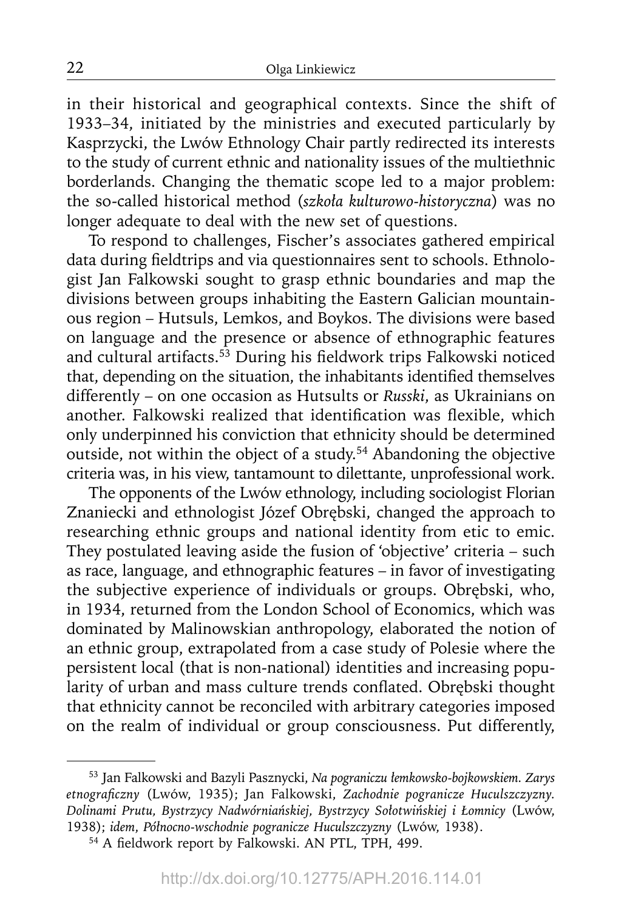in their historical and geographical contexts. Since the shift of 1933–34, initiated by the ministries and executed particularly by Kasprzycki, the Lwów Ethnology Chair partly redirected its interests to the study of current ethnic and nationality issues of the multiethnic borderlands. Changing the thematic scope led to a major problem: the so-called historical method (*szkoła kulturowo-historyczna*) was no longer adequate to deal with the new set of questions.

To respond to challenges, Fischer's associates gathered empirical data during fieldtrips and via questionnaires sent to schools. Ethnologist Jan Falkowski sought to grasp ethnic boundaries and map the divisions between groups inhabiting the Eastern Galician mountainous region – Hutsuls, Lemkos, and Boykos. The divisions were based on language and the presence or absence of ethnographic features and cultural artifacts.[53] During his fieldwork trips Falkowski noticed that, depending on the situation, the inhabitants identified themselves differently – on one occasion as Hutsults or *Russki*, as Ukrainians on another. Falkowski realized that identification was flexible, which only underpinned his conviction that ethnicity should be determined outside, not within the object of a study.[54] Abandoning the objective criteria was, in his view, tantamount to dilettante, unprofessional work.

The opponents of the Lwów ethnology, including sociologist Florian Znaniecki and ethnologist Józef Obrębski, changed the approach to researching ethnic groups and national identity from etic to emic. They postulated leaving aside the fusion of 'objective' criteria – such as race, language, and ethnographic features – in favor of investigating the subjective experience of individuals or groups. Obrębski, who, in 1934, returned from the London School of Economics, which was dominated by Malinowskian anthropology, elaborated the notion of an ethnic group, extrapolated from a case study of Polesie where the persistent local (that is non-national) identities and increasing popularity of urban and mass culture trends conflated. Obrębski thought that ethnicity cannot be reconciled with arbitrary categories imposed on the realm of individual or group consciousness. Put differently,

---

[53] Jan Falkowski and Bazyli Pasznycki, *Na pograniczu łemkowsko-bojkowskiem. Zarys etnograficzny* (Lwów, 1935); Jan Falkowski, *Zachodnie pogranicze Huculszczyzny. Dolinami Prutu, Bystrzycy Nadwórniańskiej, Bystrzycy Sołotwińskiej i Łomnicy* (Lwów, 1938); *idem*, *Północno-wschodnie pogranicze Huculszczyzny* (Lwów, 1938).

[54] A fieldwork report by Falkowski. AN PTL, TPH, 499.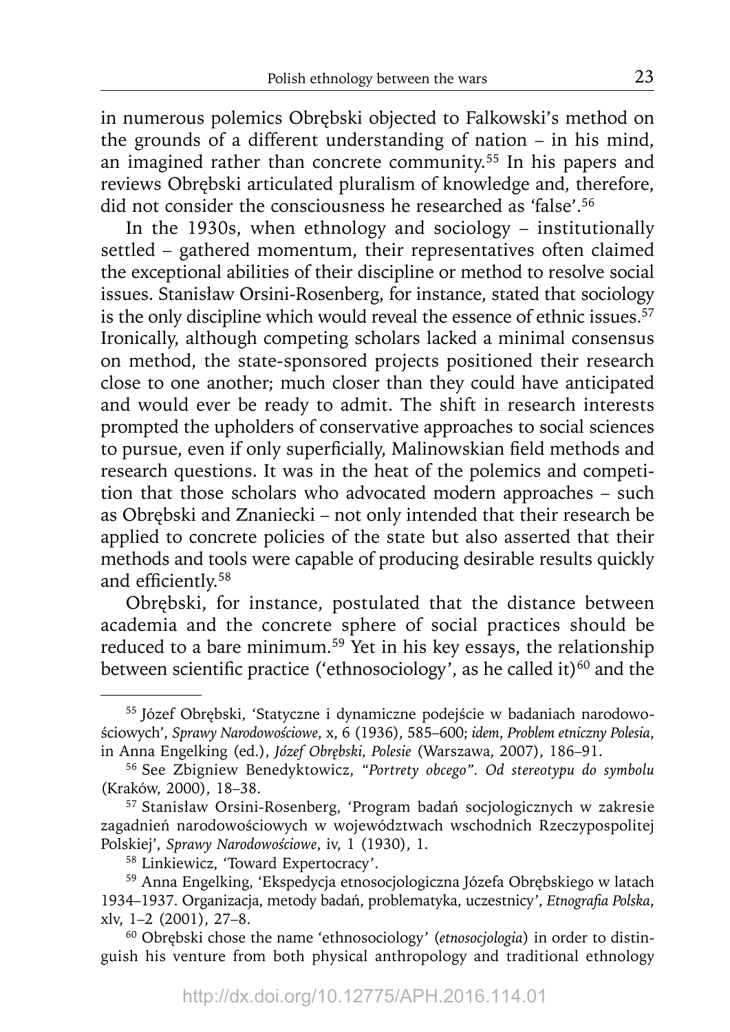in numerous polemics Obrębski objected to Falkowski's method on the grounds of a different understanding of nation – in his mind, an imagined rather than concrete community.[55] In his papers and reviews Obrębski articulated pluralism of knowledge and, therefore, did not consider the consciousness he researched as 'false'.[56]

In the 1930s, when ethnology and sociology – institutionally settled – gathered momentum, their representatives often claimed the exceptional abilities of their discipline or method to resolve social issues. Stanisław Orsini-Rosenberg, for instance, stated that sociology is the only discipline which would reveal the essence of ethnic issues.[57] Ironically, although competing scholars lacked a minimal consensus on method, the state-sponsored projects positioned their research close to one another; much closer than they could have anticipated and would ever be ready to admit. The shift in research interests prompted the upholders of conservative approaches to social sciences to pursue, even if only superficially, Malinowskian field methods and research questions. It was in the heat of the polemics and competition that those scholars who advocated modern approaches – such as Obrębski and Znaniecki – not only intended that their research be applied to concrete policies of the state but also asserted that their methods and tools were capable of producing desirable results quickly and efficiently.[58]

Obrębski, for instance, postulated that the distance between academia and the concrete sphere of social practices should be reduced to a bare minimum.[59] Yet in his key essays, the relationship between scientific practice ('ethnosociology', as he called it)[60] and the

---

[55] Józef Obrębski, 'Statyczne i dynamiczne podejście w badaniach narodowościowych', *Sprawy Narodowościowe*, x, 6 (1936), 585–600; *idem*, *Problem etniczny Polesia*, in Anna Engelking (ed.), *Józef Obrębski, Polesie* (Warszawa, 2007), 186–91.

[56] See Zbigniew Benedyktowicz, *"Portrety obcego". Od stereotypu do symbolu* (Kraków, 2000), 18–38.

[57] Stanisław Orsini-Rosenberg, 'Program badań socjologicznych w zakresie zagadnień narodowościowych w województwach wschodnich Rzeczypospolitej Polskiej', *Sprawy Narodowościowe*, iv, 1 (1930), 1.

[58] Linkiewicz, 'Toward Expertocracy'.

[59] Anna Engelking, 'Ekspedycja etnosocjologiczna Józefa Obrębskiego w latach 1934–1937. Organizacja, metody badań, problematyka, uczestnicy', *Etnografia Polska*, xlv, 1–2 (2001), 27–8.

[60] Obrębski chose the name 'ethnosociology' (*etnosocjologia*) in order to distinguish his venture from both physical anthropology and traditional ethnology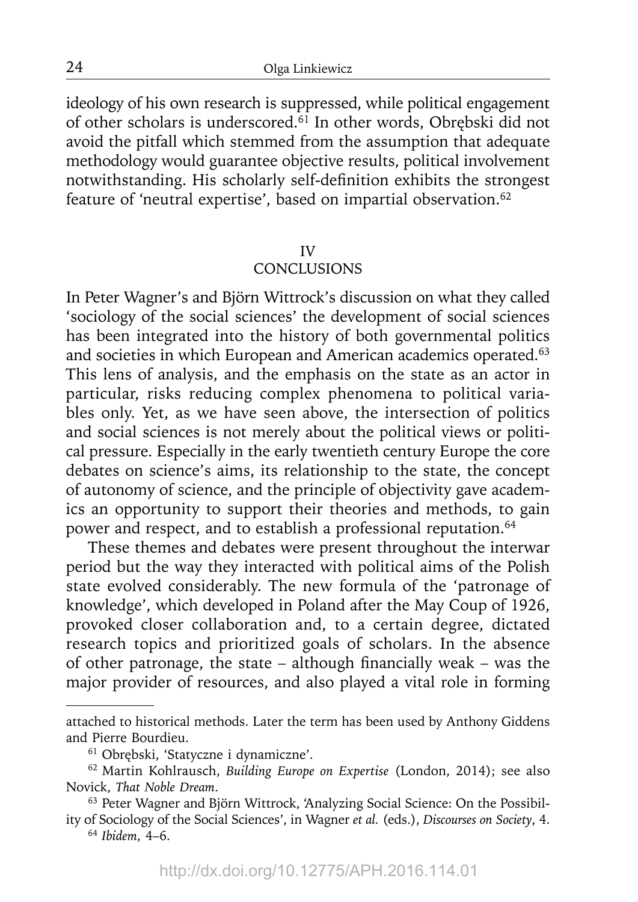ideology of his own research is suppressed, while political engagement of other scholars is underscored.[61] In other words, Obrębski did not avoid the pitfall which stemmed from the assumption that adequate methodology would guarantee objective results, political involvement notwithstanding. His scholarly self-definition exhibits the strongest feature of 'neutral expertise', based on impartial observation.[62]

## IV
## CONCLUSIONS

In Peter Wagner's and Björn Wittrock's discussion on what they called 'sociology of the social sciences' the development of social sciences has been integrated into the history of both governmental politics and societies in which European and American academics operated.[63] This lens of analysis, and the emphasis on the state as an actor in particular, risks reducing complex phenomena to political variables only. Yet, as we have seen above, the intersection of politics and social sciences is not merely about the political views or political pressure. Especially in the early twentieth century Europe the core debates on science's aims, its relationship to the state, the concept of autonomy of science, and the principle of objectivity gave academics an opportunity to support their theories and methods, to gain power and respect, and to establish a professional reputation.[64]

These themes and debates were present throughout the interwar period but the way they interacted with political aims of the Polish state evolved considerably. The new formula of the 'patronage of knowledge', which developed in Poland after the May Coup of 1926, provoked closer collaboration and, to a certain degree, dictated research topics and prioritized goals of scholars. In the absence of other patronage, the state – although financially weak – was the major provider of resources, and also played a vital role in forming

---

attached to historical methods. Later the term has been used by Anthony Giddens and Pierre Bourdieu.

[61] Obrębski, 'Statyczne i dynamiczne'.

[62] Martin Kohlrausch, *Building Europe on Expertise* (London, 2014); see also Novick, *That Noble Dream*.

[63] Peter Wagner and Björn Wittrock, 'Analyzing Social Science: On the Possibility of Sociology of the Social Sciences', in Wagner *et al.* (eds.), *Discourses on Society*, 4.

[64] *Ibidem*, 4–6.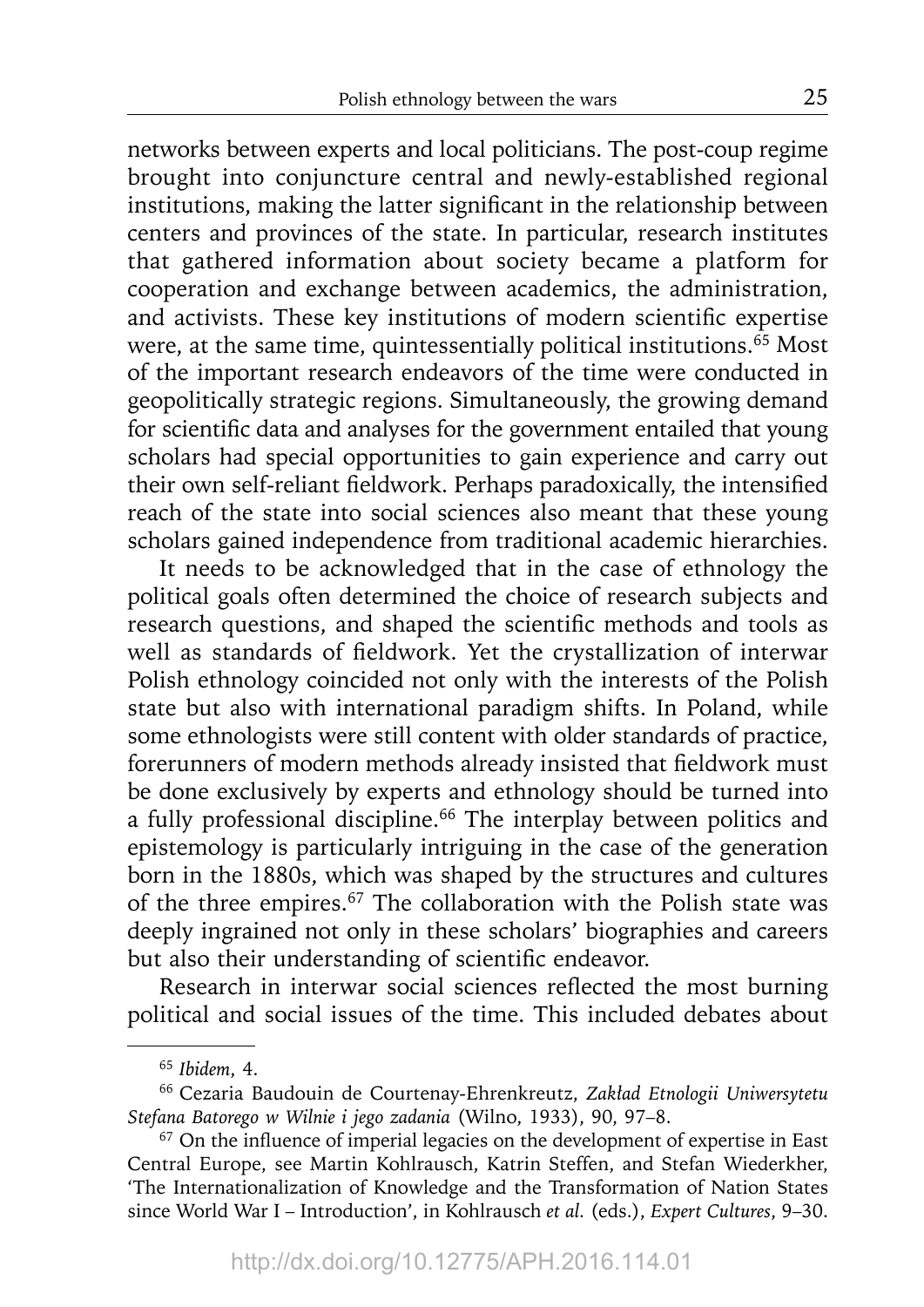networks between experts and local politicians. The post-coup regime brought into conjuncture central and newly-established regional institutions, making the latter significant in the relationship between centers and provinces of the state. In particular, research institutes that gathered information about society became a platform for cooperation and exchange between academics, the administration, and activists. These key institutions of modern scientific expertise were, at the same time, quintessentially political institutions.[65] Most of the important research endeavors of the time were conducted in geopolitically strategic regions. Simultaneously, the growing demand for scientific data and analyses for the government entailed that young scholars had special opportunities to gain experience and carry out their own self-reliant fieldwork. Perhaps paradoxically, the intensified reach of the state into social sciences also meant that these young scholars gained independence from traditional academic hierarchies.

It needs to be acknowledged that in the case of ethnology the political goals often determined the choice of research subjects and research questions, and shaped the scientific methods and tools as well as standards of fieldwork. Yet the crystallization of interwar Polish ethnology coincided not only with the interests of the Polish state but also with international paradigm shifts. In Poland, while some ethnologists were still content with older standards of practice, forerunners of modern methods already insisted that fieldwork must be done exclusively by experts and ethnology should be turned into a fully professional discipline.[66] The interplay between politics and epistemology is particularly intriguing in the case of the generation born in the 1880s, which was shaped by the structures and cultures of the three empires.[67] The collaboration with the Polish state was deeply ingrained not only in these scholars' biographies and careers but also their understanding of scientific endeavor.

Research in interwar social sciences reflected the most burning political and social issues of the time. This included debates about

---

[65] *Ibidem*, 4.

[66] Cezaria Baudouin de Courtenay-Ehrenkreutz, *Zakład Etnologii Uniwersytetu Stefana Batorego w Wilnie i jego zadania* (Wilno, 1933), 90, 97–8.

[67] On the influence of imperial legacies on the development of expertise in East Central Europe, see Martin Kohlrausch, Katrin Steffen, and Stefan Wiederkher, 'The Internationalization of Knowledge and the Transformation of Nation States since World War I – Introduction', in Kohlrausch *et al.* (eds.), *Expert Cultures*, 9–30.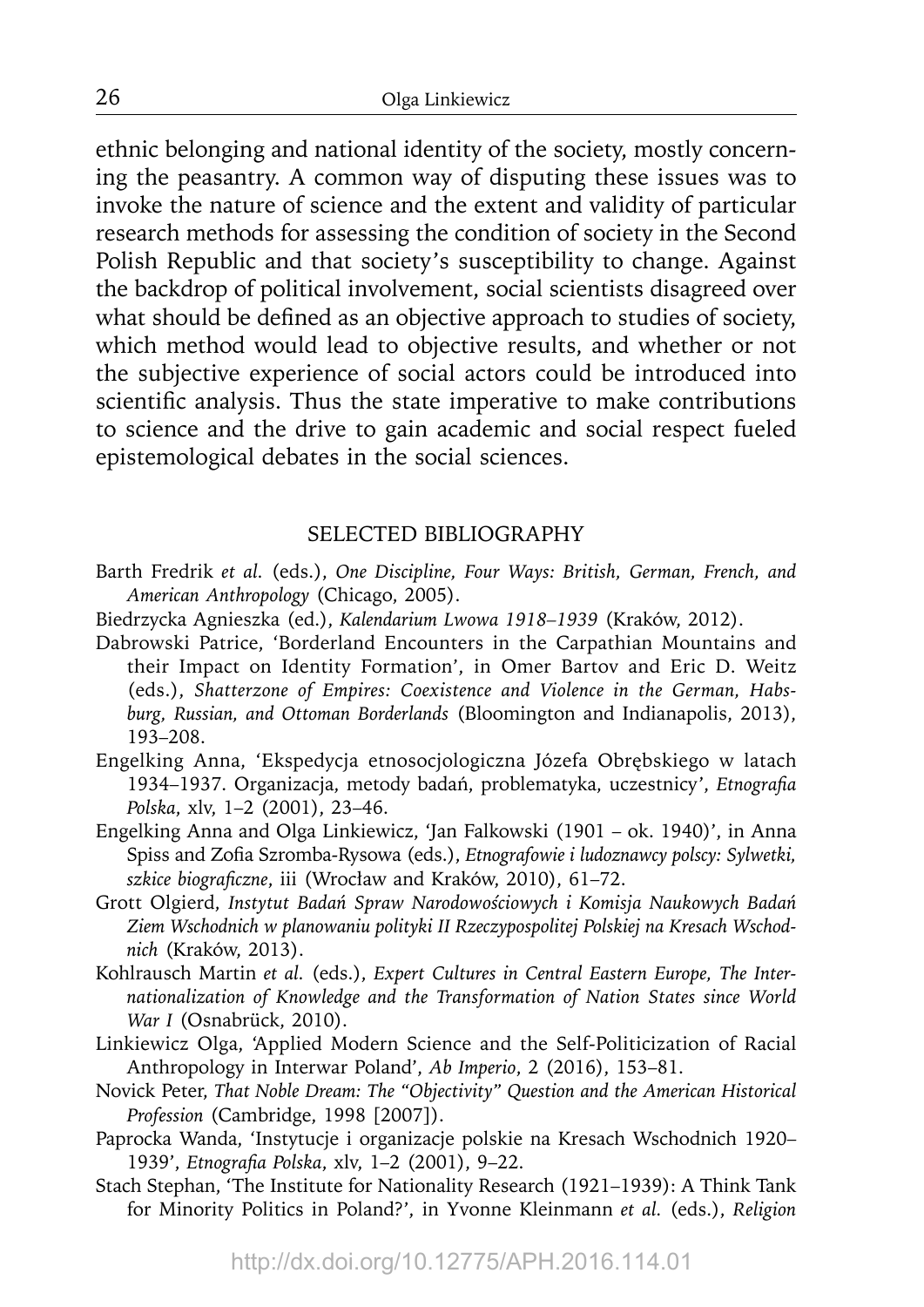ethnic belonging and national identity of the society, mostly concerning the peasantry. A common way of disputing these issues was to invoke the nature of science and the extent and validity of particular research methods for assessing the condition of society in the Second Polish Republic and that society's susceptibility to change. Against the backdrop of political involvement, social scientists disagreed over what should be defined as an objective approach to studies of society, which method would lead to objective results, and whether or not the subjective experience of social actors could be introduced into scientific analysis. Thus the state imperative to make contributions to science and the drive to gain academic and social respect fueled epistemological debates in the social sciences.

## SELECTED BIBLIOGRAPHY

Barth Fredrik *et al.* (eds.), *One Discipline, Four Ways: British, German, French, and American Anthropology* (Chicago, 2005).

Biedrzycka Agnieszka (ed.), *Kalendarium Lwowa 1918–1939* (Kraków, 2012).

Dabrowski Patrice, 'Borderland Encounters in the Carpathian Mountains and their Impact on Identity Formation', in Omer Bartov and Eric D. Weitz (eds.), *Shatterzone of Empires: Coexistence and Violence in the German, Habsburg, Russian, and Ottoman Borderlands* (Bloomington and Indianapolis, 2013), 193–208.

Engelking Anna, 'Ekspedycja etnosocjologiczna Józefa Obrębskiego w latach 1934–1937. Organizacja, metody badań, problematyka, uczestnicy', *Etnografia Polska*, xlv, 1–2 (2001), 23–46.

Engelking Anna and Olga Linkiewicz, 'Jan Falkowski (1901 – ok. 1940)', in Anna Spiss and Zofia Szromba-Rysowa (eds.), *Etnografowie i ludoznawcy polscy: Sylwetki, szkice biograficzne*, iii (Wrocław and Kraków, 2010), 61–72.

Grott Olgierd, *Instytut Badań Spraw Narodowościowych i Komisja Naukowych Badań Ziem Wschodnich w planowaniu polityki II Rzeczypospolitej Polskiej na Kresach Wschodnich* (Kraków, 2013).

Kohlrausch Martin *et al.* (eds.), *Expert Cultures in Central Eastern Europe, The Internationalization of Knowledge and the Transformation of Nation States since World War I* (Osnabrück, 2010).

Linkiewicz Olga, 'Applied Modern Science and the Self-Politicization of Racial Anthropology in Interwar Poland', *Ab Imperio*, 2 (2016), 153–81.

Novick Peter, *That Noble Dream: The "Objectivity" Question and the American Historical Profession* (Cambridge, 1998 [2007]).

Paprocka Wanda, 'Instytucje i organizacje polskie na Kresach Wschodnich 1920–1939', *Etnografia Polska*, xlv, 1–2 (2001), 9–22.

Stach Stephan, 'The Institute for Nationality Research (1921–1939): A Think Tank for Minority Politics in Poland?', in Yvonne Kleinmann *et al.* (eds.), *Religion*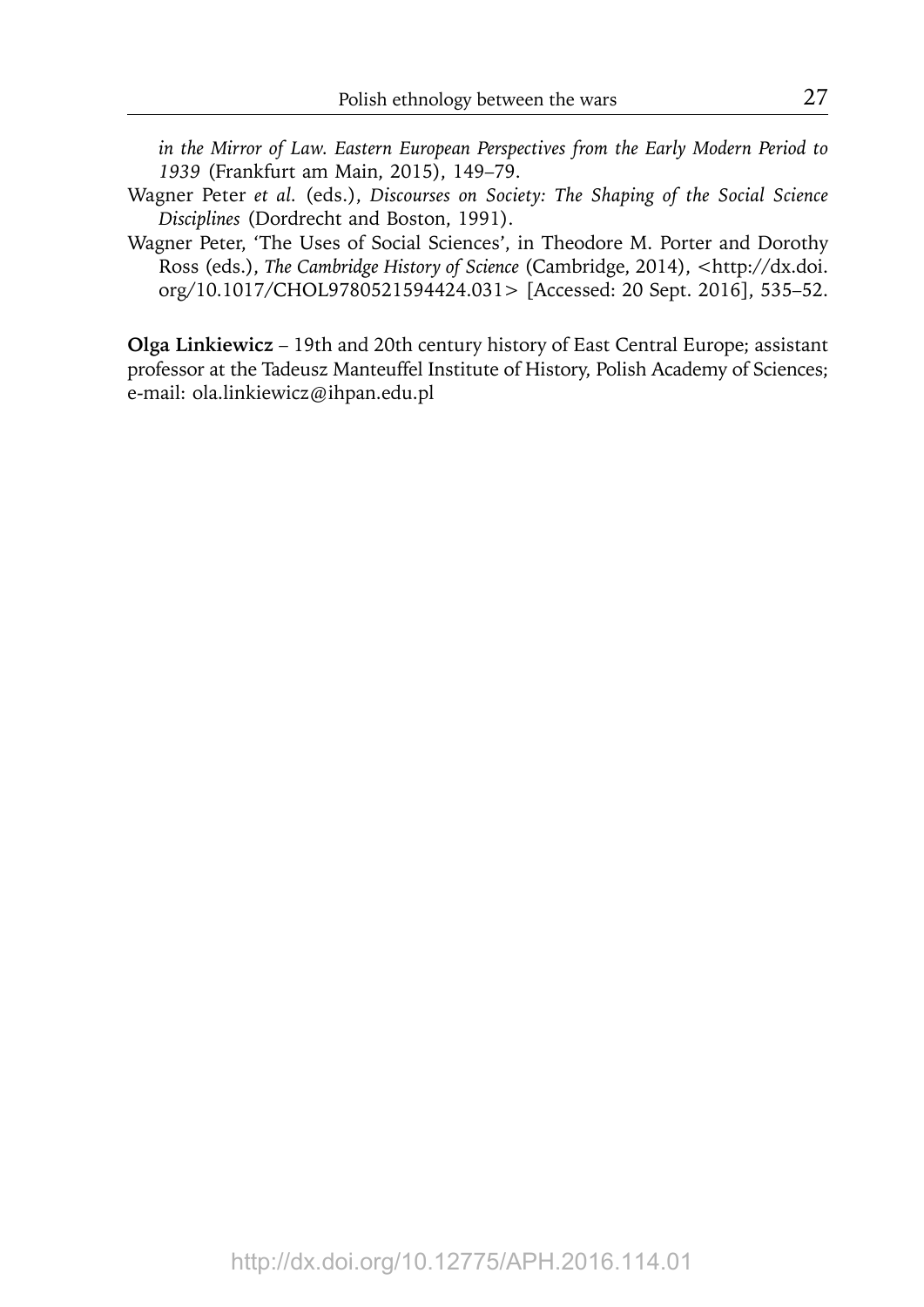*in the Mirror of Law. Eastern European Perspectives from the Early Modern Period to 1939* (Frankfurt am Main, 2015), 149–79.

Wagner Peter *et al.* (eds.), *Discourses on Society: The Shaping of the Social Science Disciplines* (Dordrecht and Boston, 1991).

Wagner Peter, 'The Uses of Social Sciences', in Theodore M. Porter and Dorothy Ross (eds.), *The Cambridge History of Science* (Cambridge, 2014), <http://dx.doi.org/10.1017/CHOL9780521594424.031> [Accessed: 20 Sept. 2016], 535–52.

**Olga Linkiewicz** – 19th and 20th century history of East Central Europe; assistant professor at the Tadeusz Manteuffel Institute of History, Polish Academy of Sciences; e-mail: ola.linkiewicz@ihpan.edu.pl